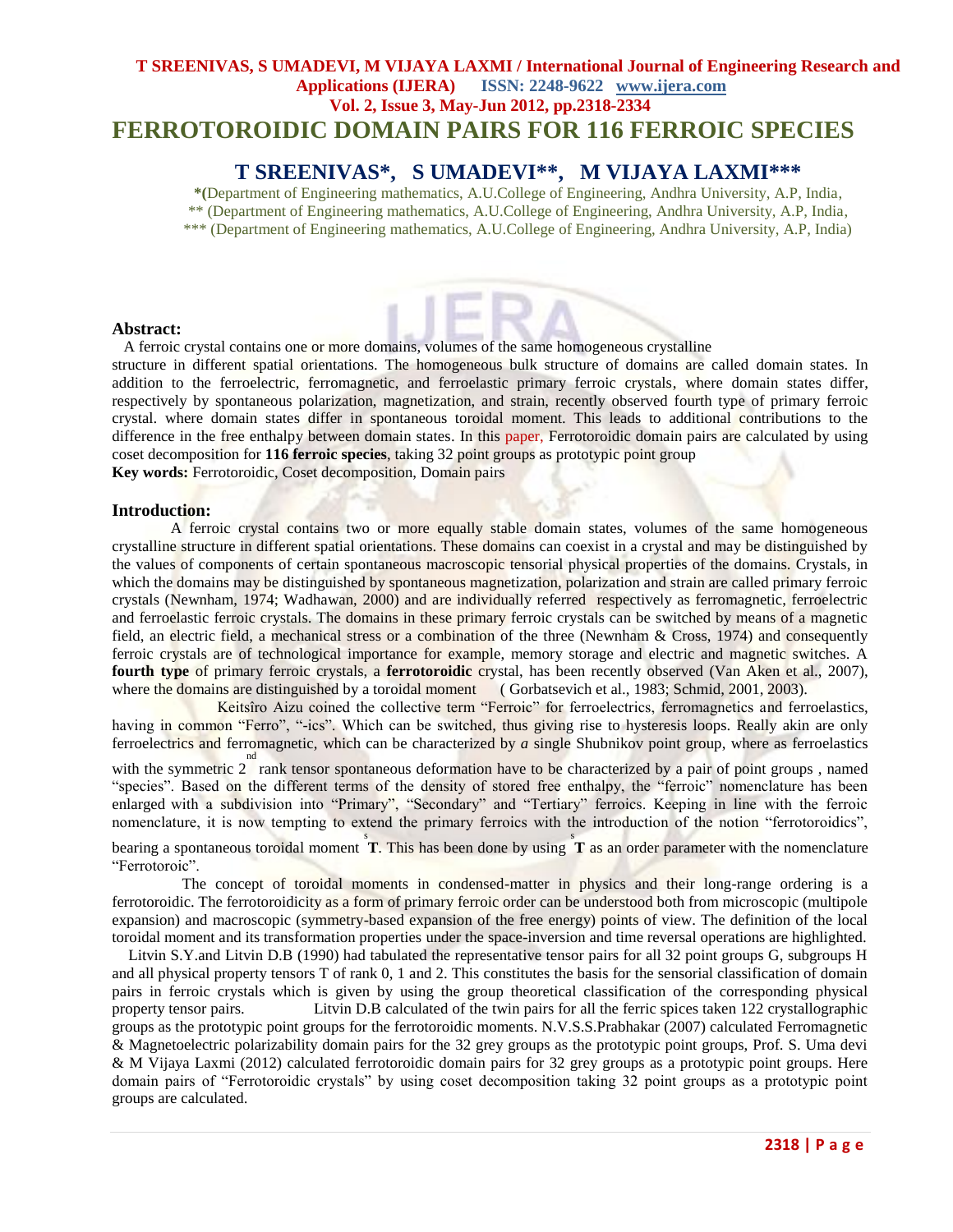# FERROTOROIDIC DOMAIN PAIRS FOR 116 FERROIC SPECIES

## T SREENIVAS*, S UMADEVI**, M VIJAYA LAXMI***

*(Department of Engineering mathematics, A.U.College of Engineering, Andhra University, A.P, India,
** (Department of Engineering mathematics, A.U.College of Engineering, Andhra University, A.P, India,
*** (Department of Engineering mathematics, A.U.College of Engineering, Andhra University, A.P, India)

### Abstract:

A ferroic crystal contains one or more domains, volumes of the same homogeneous crystalline structure in different spatial orientations. The homogeneous bulk structure of domains are called domain states. In addition to the ferroelectric, ferromagnetic, and ferroelastic primary ferroic crystals, where domain states differ, respectively by spontaneous polarization, magnetization, and strain, recently observed fourth type of primary ferroic crystal. where domain states differ in spontaneous toroidal moment. This leads to additional contributions to the difference in the free enthalpy between domain states. In this paper, Ferrotoroidic domain pairs are calculated by using coset decomposition for **116 ferroic species**, taking 32 point groups as prototypic point group

**Key words:** Ferrotoroidic, Coset decomposition, Domain pairs

### Introduction:

A ferroic crystal contains two or more equally stable domain states, volumes of the same homogeneous crystalline structure in different spatial orientations. These domains can coexist in a crystal and may be distinguished by the values of components of certain spontaneous macroscopic tensorial physical properties of the domains. Crystals, in which the domains may be distinguished by spontaneous magnetization, polarization and strain are called primary ferroic crystals (Newnham, 1974; Wadhawan, 2000) and are individually referred respectively as ferromagnetic, ferroelectric and ferroelastic ferroic crystals. The domains in these primary ferroic crystals can be switched by means of a magnetic field, an electric field, a mechanical stress or a combination of the three (Newnham & Cross, 1974) and consequently ferroic crystals are of technological importance for example, memory storage and electric and magnetic switches. A **fourth type** of primary ferroic crystals, a **ferrotoroidic** crystal, has been recently observed (Van Aken et al., 2007), where the domains are distinguished by a toroidal moment ( Gorbatsevich et al., 1983; Schmid, 2001, 2003).

Keitsîro Aizu coined the collective term "Ferroic" for ferroelectrics, ferromagnetics and ferroelastics, having in common "Ferro", "-ics". Which can be switched, thus giving rise to hysteresis loops. Really akin are only ferroelectrics and ferromagnetic, which can be characterized by *a* single Shubnikov point group, where as ferroelastics with the symmetric 2nd rank tensor spontaneous deformation have to be characterized by a pair of point groups , named "species". Based on the different terms of the density of stored free enthalpy, the "ferroic" nomenclature has been enlarged with a subdivision into "Primary", "Secondary" and "Tertiary" ferroics. Keeping in line with the ferroic nomenclature, it is now tempting to extend the primary ferroics with the introduction of the notion "ferrotoroidics", bearing a spontaneous toroidal moment $\overset{s}{\mathbf{T}}$. This has been done by using $\overset{s}{\mathbf{T}}$ as an order parameter with the nomenclature "Ferrotoroic".

The concept of toroidal moments in condensed-matter in physics and their long-range ordering is a ferrotoroidic. The ferrotoroidicity as a form of primary ferroic order can be understood both from microscopic (multipole expansion) and macroscopic (symmetry-based expansion of the free energy) points of view. The definition of the local toroidal moment and its transformation properties under the space-inversion and time reversal operations are highlighted.

Litvin S.Y.and Litvin D.B (1990) had tabulated the representative tensor pairs for all 32 point groups G, subgroups H and all physical property tensors T of rank 0, 1 and 2. This constitutes the basis for the sensorial classification of domain pairs in ferroic crystals which is given by using the group theoretical classification of the corresponding physical property tensor pairs. Litvin D.B calculated of the twin pairs for all the ferric spices taken 122 crystallographic groups as the prototypic point groups for the ferrotoroidic moments. N.V.S.S.Prabhakar (2007) calculated Ferromagnetic & Magnetoelectric polarizability domain pairs for the 32 grey groups as the prototypic point groups, Prof. S. Uma devi & M Vijaya Laxmi (2012) calculated ferrotoroidic domain pairs for 32 grey groups as a prototypic point groups. Here domain pairs of "Ferrotoroidic crystals" by using coset decomposition taking 32 point groups as a prototypic point groups are calculated.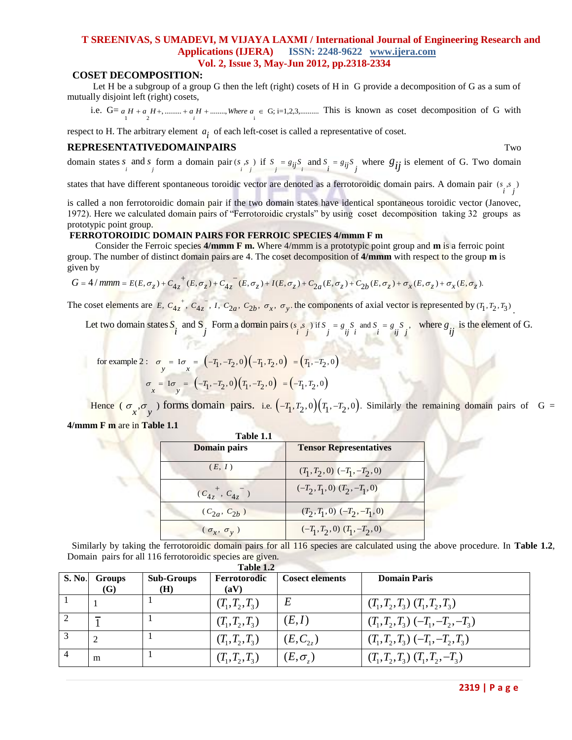## COSET DECOMPOSITION:

Let H be a subgroup of a group G then the left (right) cosets of H in G provide a decomposition of G as a sum of mutually disjoint left (right) cosets,

i.e. G= $a_1 H + a_2 H +, ......... + a_i H + ........, Where\ a_i \in$ G; i=1,2,3,.......... This is known as coset decomposition of G with respect to H. The arbitrary element $a_i$ of each left-coset is called a representative of coset.

## REPRESENTATIVEDOMAINPAIRS

Two domain states $s_i$ and $s_j$ form a domain pair $(s_i, s_j)$ if $S_j = g_{ij} S_i$ and $S_i = g_{ij} S_j$ where $g_{ij}$ is element of G. Two domain states that have different spontaneous toroidic vector are denoted as a ferrotoroidic domain pairs. A domain pair $(s_i, s_j)$ is called a non ferrotoroidic domain pair if the two domain states have identical spontaneous toroidic vector (Janovec, 1972). Here we calculated domain pairs of "Ferrotoroidic crystals" by using coset decomposition taking 32 groups as prototypic point group.

## FERROTOROIDIC DOMAIN PAIRS FOR FERROIC SPECIES 4/mmm F m

Consider the Ferroic species **4/mmm F m.** Where 4/mmm is a prototypic point group and **m** is a ferroic point group. The number of distinct domain pairs are 4. The coset decomposition of **4/mmm** with respect to the group **m** is given by

$$G = 4/mmm = E(E,\sigma_z) + C_{4z}^{+}(E,\sigma_z) + C_{4z}^{-}(E,\sigma_z) + I(E,\sigma_z) + C_{2a}(E,\sigma_z) + C_{2b}(E,\sigma_z) + \sigma_x(E,\sigma_z) + \sigma_x(E,\sigma_z).$$

The coset elements are $E,\ C_{4z}^{+},\ C_{4z}^{-},\ I,\ C_{2a},\ C_{2b},\ \sigma_x,\ \sigma_y$. the components of axial vector is represented by $(T_1, T_2, T_3)$.

Let two domain states $S_i$ and $S_j$ Form a domain pairs $(s_i, s_j)$ if $S_j = g_{ij} S_i$ and $S_i = g_{ij} S_j$, where $g_{ij}$ is the element of G.

for example 2 : $\sigma_y = I\sigma_x = \left(-T_1,-T_2,0\right)\left(-T_1,T_2,0\right) = \left(T_1,-T_2,0\right)$

$\sigma_x = I\sigma_y = \left(-T_1,-T_2,0\right)\left(T_1,-T_2,0\right) = \left(-T_1,T_2,0\right)$

Hence $(\sigma_x, \sigma_y)$ forms domain pairs. i.e. $\left(-T_1,T_2,0\right)\left(T_1,-T_2,0\right)$. Similarly the remaining domain pairs of G = **4/mmm F m** are in **Table 1.1**

**Table 1.1**

| Domain pairs | Tensor Representatives |
|---|---|
| $(E,\ I)$ | $(T_1,T_2,0)\ (-T_1,-T_2,0)$ |
| $(C_{4z}^{+},\ C_{4z}^{-})$ | $(-T_2,T_1,0)\ (T_2,-T_1,0)$ |
| $(C_{2a},\ C_{2b})$ | $(T_2,T_1,0)\ (-T_2,-T_1,0)$ |
| $(\sigma_x,\ \sigma_y)$ | $(-T_1,T_2,0)\ (T_1,-T_2,0)$ |

Similarly by taking the ferrotoroidic domain pairs for all 116 species are calculated using the above procedure. In **Table 1.2**, Domain pairs for all 116 ferrotoroidic species are given.

**Table 1.2**

| S. No. | Groups (G) | Sub-Groups (H) | Ferrotorodic (aV) | Cosect elements | Domain Paris |
|---|---|---|---|---|---|
| 1 | 1 | 1 | $(T_1,T_2,T_3)$ | $E$ | $(T_1,T_2,T_3)\ (T_1,T_2,T_3)$ |
| 2 | $\bar{1}$ | 1 | $(T_1,T_2,T_3)$ | $(E,I)$ | $(T_1,T_2,T_3)\ (-T_1,-T_2,-T_3)$ |
| 3 | 2 | 1 | $(T_1,T_2,T_3)$ | $(E,C_{2z})$ | $(T_1,T_2,T_3)\ (-T_1,-T_2,T_3)$ |
| 4 | m | 1 | $(T_1,T_2,T_3)$ | $(E,\sigma_z)$ | $(T_1,T_2,T_3)\ (T_1,T_2,-T_3)$ |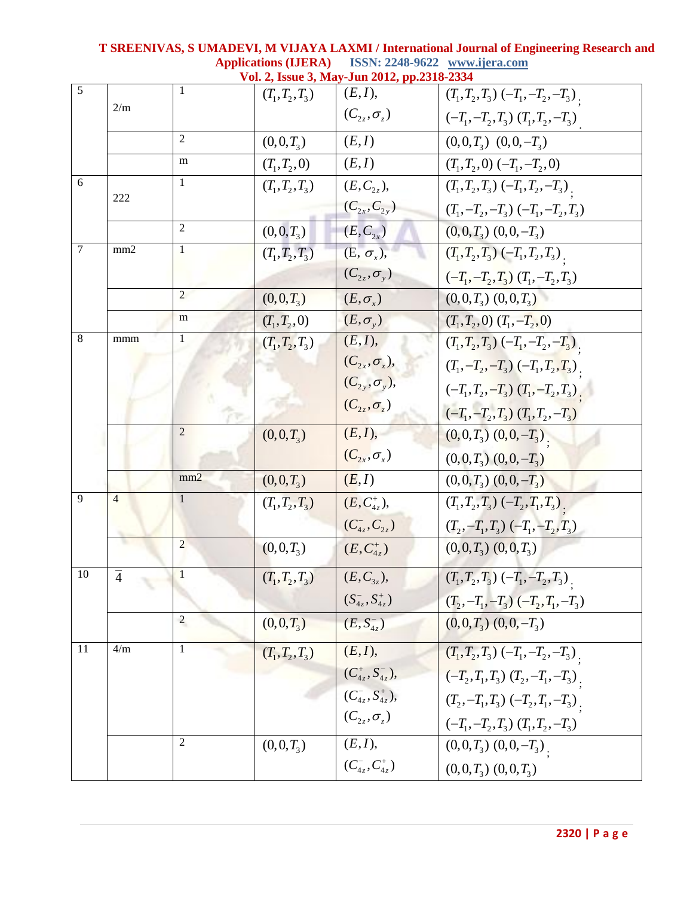| 5 | 2/m | 1 | $(T_1,T_2,T_3)$ | $(E,I)$, $(C_{2z},\sigma_z)$ | $(T_1,T_2,T_3)$ $(-T_1,-T_2,-T_3)$; $(-T_1,-T_2,T_3)$ $(T_1,T_2,-T_3)$. |
|---|---|---|---|---|---|
| | | 2 | $(0,0,T_3)$ | $(E,I)$ | $(0,0,T_3)$ $(0,0,-T_3)$ |
| | | m | $(T_1,T_2,0)$ | $(E,I)$ | $(T_1,T_2,0)$ $(-T_1,-T_2,0)$ |
| 6 | 222 | 1 | $(T_1,T_2,T_3)$ | $(E,C_{2z})$, $(C_{2x},C_{2y})$ | $(T_1,T_2,T_3)$ $(-T_1,T_2,-T_3)$; $(T_1,-T_2,-T_3)$ $(-T_1,-T_2,T_3)$ |
| | | 2 | $(0,0,T_3)$ | $(E,C_{2x})$ | $(0,0,T_3)$ $(0,0,-T_3)$ |
| 7 | mm2 | 1 | $(T_1,T_2,T_3)$ | $(E,\sigma_x)$, $(C_{2z},\sigma_y)$ | $(T_1,T_2,T_3)$ $(-T_1,T_2,T_3)$; $(-T_1,-T_2,T_3)$ $(T_1,-T_2,T_3)$ |
| | | 2 | $(0,0,T_3)$ | $(E,\sigma_x)$ | $(0,0,T_3)$ $(0,0,T_3)$ |
| | | m | $(T_1,T_2,0)$ | $(E,\sigma_y)$ | $(T_1,T_2,0)$ $(T_1,-T_2,0)$ |
| 8 | mmm | 1 | $(T_1,T_2,T_3)$ | $(E,I)$, $(C_{2x},\sigma_x)$, $(C_{2y},\sigma_y)$, $(C_{2z},\sigma_z)$ | $(T_1,T_2,T_3)$ $(-T_1,-T_2,-T_3)$; $(T_1,-T_2,-T_3)$ $(-T_1,T_2,T_3)$; $(-T_1,T_2,-T_3)$ $(T_1,-T_2,T_3)$; $(-T_1,-T_2,T_3)$ $(T_1,T_2,-T_3)$ |
| | | 2 | $(0,0,T_3)$ | $(E,I)$, $(C_{2x},\sigma_x)$ | $(0,0,T_3)$ $(0,0,-T_3)$; $(0,0,T_3)$ $(0,0,-T_3)$ |
| | | mm2 | $(0,0,T_3)$ | $(E,I)$ | $(0,0,T_3)$ $(0,0,-T_3)$ |
| 9 | 4 | 1 | $(T_1,T_2,T_3)$ | $(E,C_{4z}^{+})$, $(C_{4z}^{-},C_{2z})$ | $(T_1,T_2,T_3)$ $(-T_2,T_1,T_3)$; $(T_2,-T_1,T_3)$ $(-T_1,-T_2,T_3)$ |
| | | 2 | $(0,0,T_3)$ | $(E,C_{4z}^{+})$ | $(0,0,T_3)$ $(0,0,T_3)$ |
| 10 | $\bar{4}$ | 1 | $(T_1,T_2,T_3)$ | $(E,C_{3z})$, $(S_{4z}^{-},S_{4z}^{+})$ | $(T_1,T_2,T_3)$ $(-T_1,-T_2,T_3)$; $(T_2,-T_1,-T_3)$ $(-T_2,T_1,-T_3)$ |
| | | 2 | $(0,0,T_3)$ | $(E,S_{4z}^{-})$ | $(0,0,T_3)$ $(0,0,-T_3)$ |
| 11 | 4/m | 1 | $(T_1,T_2,T_3)$ | $(E,I)$, $(C_{4z}^{+},S_{4z}^{-})$, $(C_{4z}^{-},S_{4z}^{+})$, $(C_{2z},\sigma_z)$ | $(T_1,T_2,T_3)$ $(-T_1,-T_2,-T_3)$; $(-T_2,T_1,T_3)$ $(T_2,-T_1,-T_3)$; $(T_2,-T_1,T_3)$ $(-T_2,T_1,-T_3)$; $(-T_1,-T_2,T_3)$ $(T_1,T_2,-T_3)$ |
| | | 2 | $(0,0,T_3)$ | $(E,I)$, $(C_{4z}^{-},C_{4z}^{+})$ | $(0,0,T_3)$ $(0,0,-T_3)$; $(0,0,T_3)$ $(0,0,T_3)$ |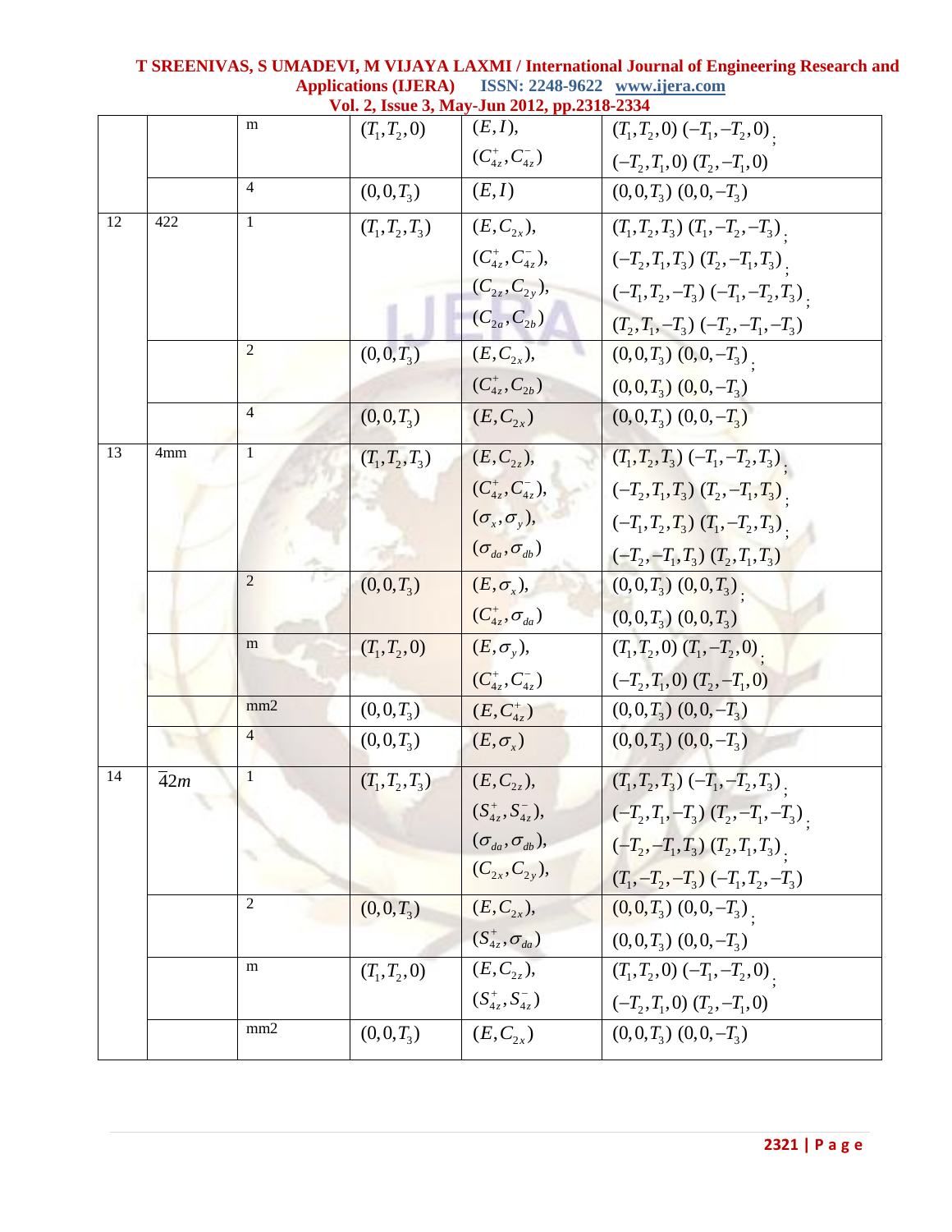|  |  | m | $(T_1,T_2,0)$ | $(E,I)$, $(C_{4z}^+,C_{4z}^-)$ | $(T_1,T_2,0)\ (-T_1,-T_2,0)$; $(-T_2,T_1,0)\ (T_2,-T_1,0)$ |
|---|---|---|---|---|---|
|  |  | 4 | $(0,0,T_3)$ | $(E,I)$ | $(0,0,T_3)\ (0,0,-T_3)$ |
| 12 | 422 | 1 | $(T_1,T_2,T_3)$ | $(E,C_{2x})$, $(C_{4z}^+,C_{4z}^-)$, $(C_{2z},C_{2y})$, $(C_{2a},C_{2b})$ | $(T_1,T_2,T_3)\ (T_1,-T_2,-T_3)$; $(-T_2,T_1,T_3)\ (T_2,-T_1,T_3)$; $(-T_1,T_2,-T_3)\ (-T_1,-T_2,T_3)$; $(T_2,T_1,-T_3)\ (-T_2,-T_1,-T_3)$ |
|  |  | 2 | $(0,0,T_3)$ | $(E,C_{2x})$, $(C_{4z}^+,C_{2b})$ | $(0,0,T_3)\ (0,0,-T_3)$; $(0,0,T_3)\ (0,0,-T_3)$ |
|  |  | 4 | $(0,0,T_3)$ | $(E,C_{2x})$ | $(0,0,T_3)\ (0,0,-T_3)$ |
| 13 | 4mm | 1 | $(T_1,T_2,T_3)$ | $(E,C_{2z})$, $(C_{4z}^+,C_{4z}^-)$, $(\sigma_x,\sigma_y)$, $(\sigma_{da},\sigma_{db})$ | $(T_1,T_2,T_3)\ (-T_1,-T_2,T_3)$; $(-T_2,T_1,T_3)\ (T_2,-T_1,T_3)$; $(-T_1,T_2,T_3)\ (T_1,-T_2,T_3)$; $(-T_2,-T_1,T_3)\ (T_2,T_1,T_3)$ |
|  |  | 2 | $(0,0,T_3)$ | $(E,\sigma_x)$, $(C_{4z}^+,\sigma_{da})$ | $(0,0,T_3)\ (0,0,T_3)$; $(0,0,T_3)\ (0,0,T_3)$ |
|  |  | m | $(T_1,T_2,0)$ | $(E,\sigma_y)$, $(C_{4z}^+,C_{4z}^-)$ | $(T_1,T_2,0)\ (T_1,-T_2,0)$; $(-T_2,T_1,0)\ (T_2,-T_1,0)$ |
|  |  | mm2 | $(0,0,T_3)$ | $(E,C_{4z}^+)$ | $(0,0,T_3)\ (0,0,-T_3)$ |
|  |  | 4 | $(0,0,T_3)$ | $(E,\sigma_x)$ | $(0,0,T_3)\ (0,0,-T_3)$ |
| 14 | $\bar{4}2m$ | 1 | $(T_1,T_2,T_3)$ | $(E,C_{2z})$, $(S_{4z}^+,S_{4z}^-)$, $(\sigma_{da},\sigma_{db})$, $(C_{2x},C_{2y})$, | $(T_1,T_2,T_3)\ (-T_1,-T_2,T_3)$; $(-T_2,T_1,-T_3)\ (T_2,-T_1,-T_3)$; $(-T_2,-T_1,T_3)\ (T_2,T_1,T_3)$; $(T_1,-T_2,-T_3)\ (-T_1,T_2,-T_3)$ |
|  |  | 2 | $(0,0,T_3)$ | $(E,C_{2x})$, $(S_{4z}^+,\sigma_{da})$ | $(0,0,T_3)\ (0,0,-T_3)$; $(0,0,T_3)\ (0,0,-T_3)$ |
|  |  | m | $(T_1,T_2,0)$ | $(E,C_{2z})$, $(S_{4z}^+,S_{4z}^-)$ | $(T_1,T_2,0)\ (-T_1,-T_2,0)$; $(-T_2,T_1,0)\ (T_2,-T_1,0)$ |
|  |  | mm2 | $(0,0,T_3)$ | $(E,C_{2x})$ | $(0,0,T_3)\ (0,0,-T_3)$ |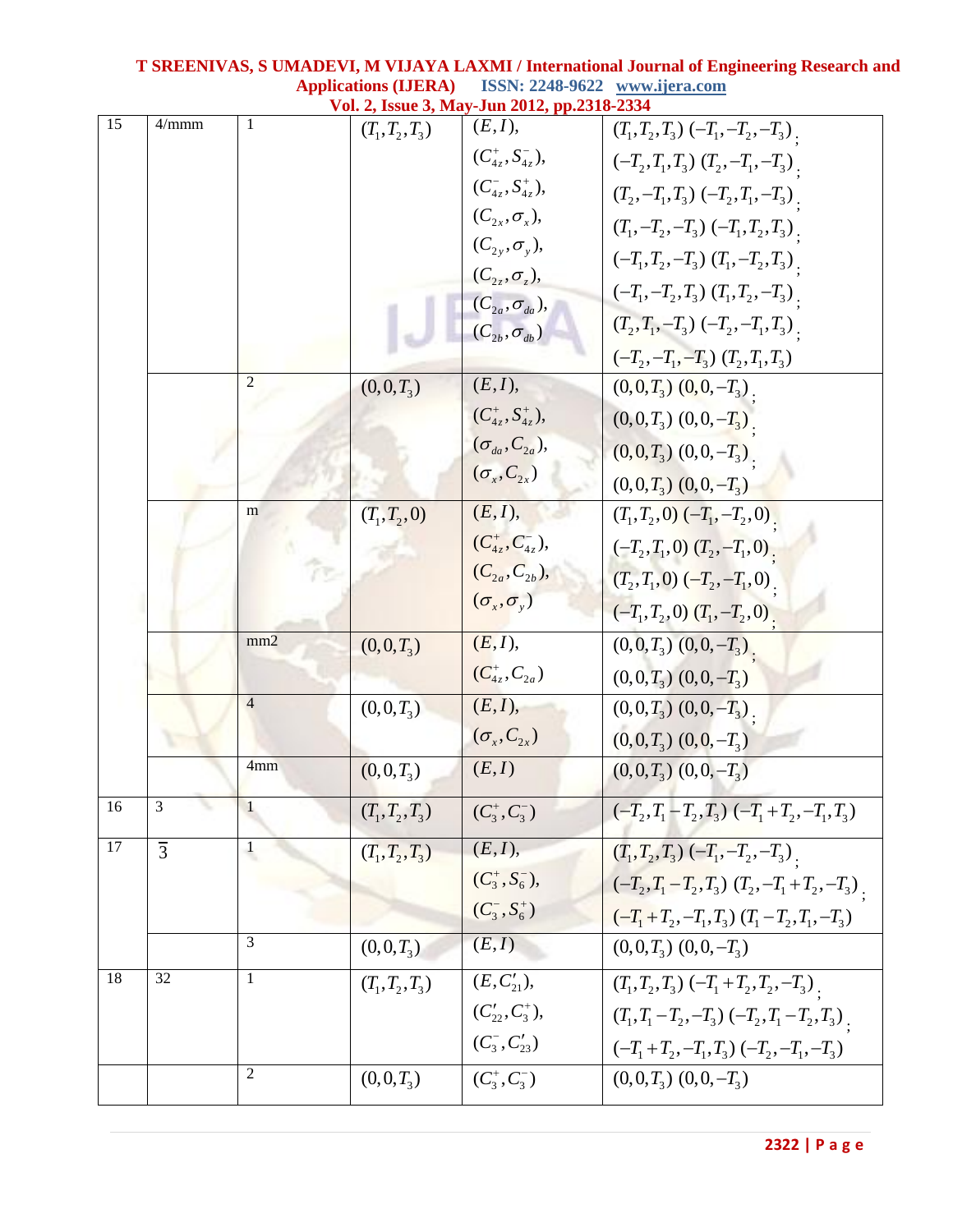| | | | | | |
|---|---|---|---|---|---|
| 15 | 4/mmm | 1 | $(T_1,T_2,T_3)$ | $(E,I)$, $(C_{4z}^+,S_{4z}^-)$, $(C_{4z}^-,S_{4z}^+)$, $(C_{2x},\sigma_x)$, $(C_{2y},\sigma_y)$, $(C_{2z},\sigma_z)$, $(C_{2a},\sigma_{da})$, $(C_{2b},\sigma_{db})$ | $(T_1,T_2,T_3)\ (-T_1,-T_2,-T_3)$; $(-T_2,T_1,T_3)\ (T_2,-T_1,-T_3)$; $(T_2,-T_1,T_3)\ (-T_2,T_1,-T_3)$; $(T_1,-T_2,-T_3)\ (-T_1,T_2,T_3)$; $(-T_1,T_2,-T_3)\ (T_1,-T_2,T_3)$; $(-T_1,-T_2,T_3)\ (T_1,T_2,-T_3)$; $(T_2,T_1,-T_3)\ (-T_2,-T_1,T_3)$; $(-T_2,-T_1,-T_3)\ (T_2,T_1,T_3)$ |
| | | 2 | $(0,0,T_3)$ | $(E,I)$, $(C_{4z}^+,S_{4z}^+)$, $(\sigma_{da},C_{2a})$, $(\sigma_x,C_{2x})$ | $(0,0,T_3)\ (0,0,-T_3)$; $(0,0,T_3)\ (0,0,-T_3)$; $(0,0,T_3)\ (0,0,-T_3)$; $(0,0,T_3)\ (0,0,-T_3)$ |
| | | m | $(T_1,T_2,0)$ | $(E,I)$, $(C_{4z}^+,C_{4z}^-)$, $(C_{2a},C_{2b})$, $(\sigma_x,\sigma_y)$ | $(T_1,T_2,0)\ (-T_1,-T_2,0)$; $(-T_2,T_1,0)\ (T_2,-T_1,0)$; $(T_2,T_1,0)\ (-T_2,-T_1,0)$; $(-T_1,T_2,0)\ (T_1,-T_2,0)$; |
| | | mm2 | $(0,0,T_3)$ | $(E,I)$, $(C_{4z}^+,C_{2a})$ | $(0,0,T_3)\ (0,0,-T_3)$; $(0,0,T_3)\ (0,0,-T_3)$ |
| | | 4 | $(0,0,T_3)$ | $(E,I)$, $(\sigma_x,C_{2x})$ | $(0,0,T_3)\ (0,0,-T_3)$; $(0,0,T_3)\ (0,0,-T_3)$ |
| | | 4mm | $(0,0,T_3)$ | $(E,I)$ | $(0,0,T_3)\ (0,0,-T_3)$ |
| 16 | 3 | 1 | $(T_1,T_2,T_3)$ | $(C_3^+,C_3^-)$ | $(-T_2,T_1-T_2,T_3)\ (-T_1+T_2,-T_1,T_3)$ |
| 17 | $\overline{3}$ | 1 | $(T_1,T_2,T_3)$ | $(E,I)$, $(C_3^+,S_6^-)$, $(C_3^-,S_6^+)$ | $(T_1,T_2,T_3)\ (-T_1,-T_2,-T_3)$; $(-T_2,T_1-T_2,T_3)\ (T_2,-T_1+T_2,-T_3)$; $(-T_1+T_2,-T_1,T_3)\ (T_1-T_2,T_1,-T_3)$ |
| | | 3 | $(0,0,T_3)$ | $(E,I)$ | $(0,0,T_3)\ (0,0,-T_3)$ |
| 18 | 32 | 1 | $(T_1,T_2,T_3)$ | $(E,C_{21}')$, $(C_{22}',C_3^+)$, $(C_3^-,C_{23}')$ | $(T_1,T_2,T_3)\ (-T_1+T_2,T_2,-T_3)$; $(T_1,T_1-T_2,-T_3)\ (-T_2,T_1-T_2,T_3)$; $(-T_1+T_2,-T_1,T_3)\ (-T_2,-T_1,-T_3)$ |
| | | 2 | $(0,0,T_3)$ | $(C_3^+,C_3^-)$ | $(0,0,T_3)\ (0,0,-T_3)$ |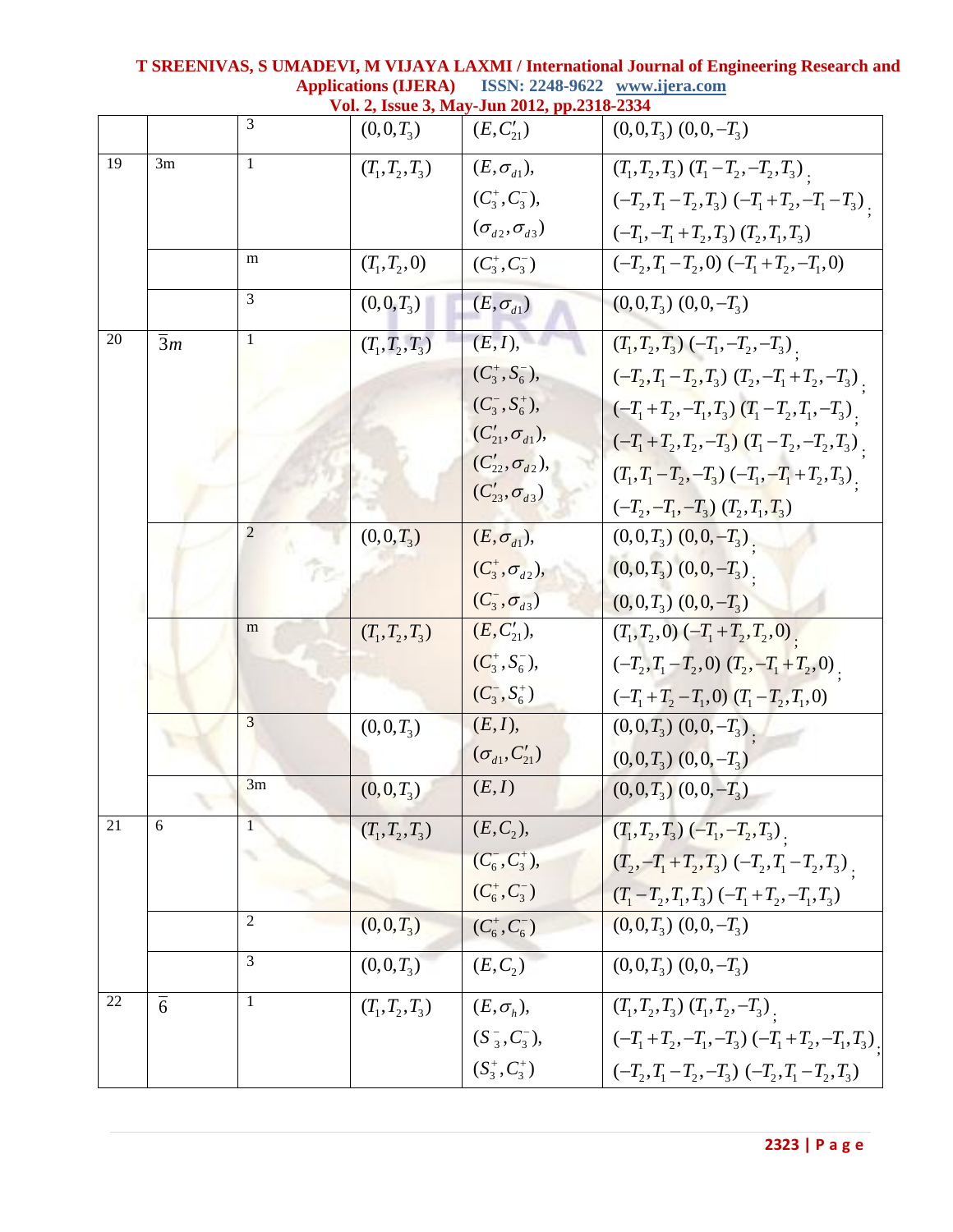| | | 3 | $(0,0,T_3)$ | $(E,C'_{21})$ | $(0,0,T_3)$ $(0,0,-T_3)$ |
|---|---|---|---|---|---|
| 19 | 3m | 1 | $(T_1,T_2,T_3)$ | $(E,\sigma_{d1})$, $(C_3^+,C_3^-)$, $(\sigma_{d2},\sigma_{d3})$ | $(T_1,T_2,T_3)$ $(T_1-T_2,-T_2,T_3)$; $(-T_2,T_1-T_2,T_3)$ $(-T_1+T_2,-T_1-T_3)$; $(-T_1,-T_1+T_2,T_3)$ $(T_2,T_1,T_3)$ |
| | | m | $(T_1,T_2,0)$ | $(C_3^+,C_3^-)$ | $(-T_2,T_1-T_2,0)$ $(-T_1+T_2,-T_1,0)$ |
| | | 3 | $(0,0,T_3)$ | $(E,\sigma_{d1})$ | $(0,0,T_3)$ $(0,0,-T_3)$ |
| 20 | $\bar{3}m$ | 1 | $(T_1,T_2,T_3)$ | $(E,I)$, $(C_3^+,S_6^-)$, $(C_3^-,S_6^+)$, $(C'_{21},\sigma_{d1})$, $(C'_{22},\sigma_{d2})$, $(C'_{23},\sigma_{d3})$ | $(T_1,T_2,T_3)$ $(-T_1,-T_2,-T_3)$; $(-T_2,T_1-T_2,T_3)$ $(T_2,-T_1+T_2,-T_3)$; $(-T_1+T_2,-T_1,T_3)$ $(T_1-T_2,T_1,-T_3)$; $(-T_1+T_2,T_2,-T_3)$ $(T_1-T_2,-T_2,T_3)$; $(T_1,T_1-T_2,-T_3)$ $(-T_1,-T_1+T_2,T_3)$; $(-T_2,-T_1,-T_3)$ $(T_2,T_1,T_3)$ |
| | | 2 | $(0,0,T_3)$ | $(E,\sigma_{d1})$, $(C_3^+,\sigma_{d2})$, $(C_3^-,\sigma_{d3})$ | $(0,0,T_3)$ $(0,0,-T_3)$; $(0,0,T_3)$ $(0,0,-T_3)$; $(0,0,T_3)$ $(0,0,-T_3)$ |
| | | m | $(T_1,T_2,T_3)$ | $(E,C'_{21})$, $(C_3^+,S_6^-)$, $(C_3^-,S_6^+)$ | $(T_1,T_2,0)$ $(-T_1+T_2,T_2,0)$; $(-T_2,T_1-T_2,0)$ $(T_2,-T_1+T_2,0)$; $(-T_1+T_2-T_1,0)$ $(T_1-T_2,T_1,0)$ |
| | | 3 | $(0,0,T_3)$ | $(E,I)$, $(\sigma_{d1},C'_{21})$ | $(0,0,T_3)$ $(0,0,-T_3)$; $(0,0,T_3)$ $(0,0,-T_3)$ |
| | | 3m | $(0,0,T_3)$ | $(E,I)$ | $(0,0,T_3)$ $(0,0,-T_3)$ |
| 21 | 6 | 1 | $(T_1,T_2,T_3)$ | $(E,C_2)$, $(C_6^-,C_3^+)$, $(C_6^+,C_3^-)$ | $(T_1,T_2,T_3)$ $(-T_1,-T_2,T_3)$; $(T_2,-T_1+T_2,T_3)$ $(-T_2,T_1-T_2,T_3)$; $(T_1-T_2,T_1,T_3)$ $(-T_1+T_2,-T_1,T_3)$ |
| | | 2 | $(0,0,T_3)$ | $(C_6^+,C_6^-)$ | $(0,0,T_3)$ $(0,0,-T_3)$ |
| | | 3 | $(0,0,T_3)$ | $(E,C_2)$ | $(0,0,T_3)$ $(0,0,-T_3)$ |
| 22 | $\bar{6}$ | 1 | $(T_1,T_2,T_3)$ | $(E,\sigma_h)$, $(S_3^-,C_3^-)$, $(S_3^+,C_3^+)$ | $(T_1,T_2,T_3)$ $(T_1,T_2,-T_3)$; $(-T_1+T_2,-T_1,-T_3)$ $(-T_1+T_2,-T_1,T_3)$; $(-T_2,T_1-T_2,-T_3)$ $(-T_2,T_1-T_2,T_3)$ |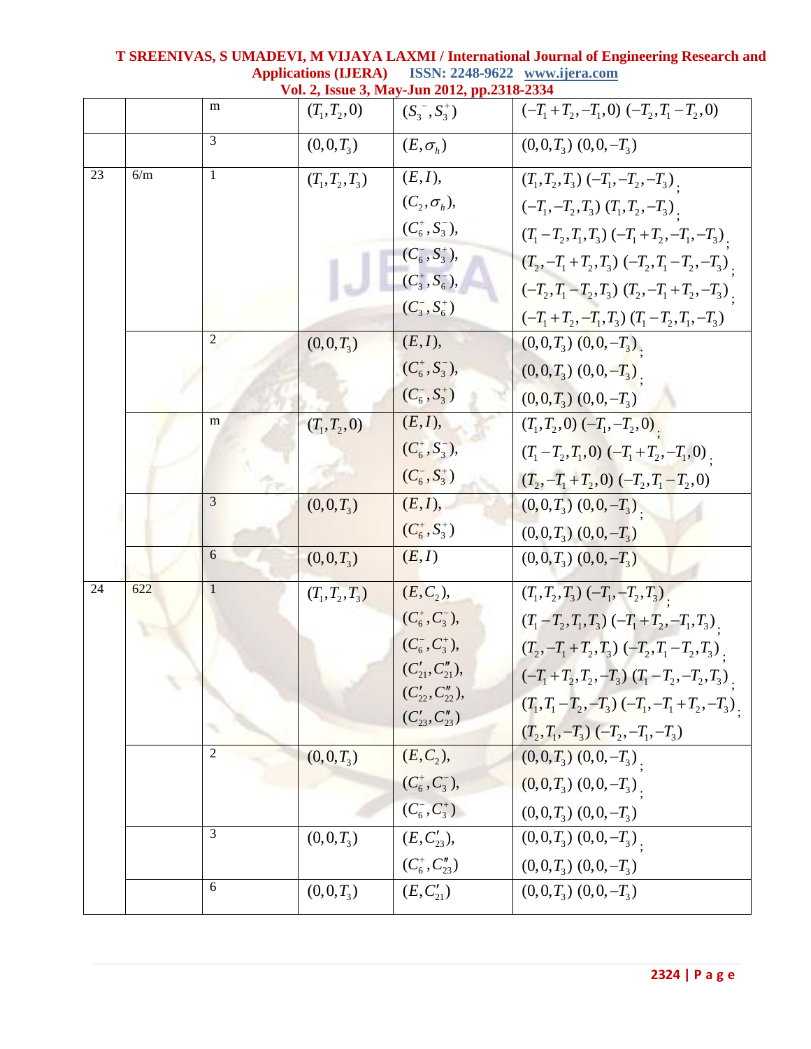| | | m | $(T_1,T_2,0)$ | $(S_3^-,S_3^+)$ | $(-T_1+T_2,-T_1,0)$ $(-T_2,T_1-T_2,0)$ |
|---|---|---|---|---|---|
| | | 3 | $(0,0,T_3)$ | $(E,\sigma_h)$ | $(0,0,T_3)$ $(0,0,-T_3)$ |
| 23 | 6/m | 1 | $(T_1,T_2,T_3)$ | $(E,I)$, $(C_2,\sigma_h)$, $(C_6^+,S_3^-)$, $(C_6^-,S_3^+)$, $(C_3^+,S_6^-)$, $(C_3^-,S_6^+)$ | $(T_1,T_2,T_3)$ $(-T_1,-T_2,-T_3)$; $(-T_1,-T_2,T_3)$ $(T_1,T_2,-T_3)$; $(T_1-T_2,T_1,T_3)$ $(-T_1+T_2,-T_1,-T_3)$; $(T_2,-T_1+T_2,T_3)$ $(-T_2,T_1-T_2,-T_3)$; $(-T_2,T_1-T_2,T_3)$ $(T_2,-T_1+T_2,-T_3)$; $(-T_1+T_2,-T_1,T_3)$ $(T_1-T_2,T_1,-T_3)$ |
| | | 2 | $(0,0,T_3)$ | $(E,I)$, $(C_6^+,S_3^-)$, $(C_6^-,S_3^+)$ | $(0,0,T_3)$ $(0,0,-T_3)$; $(0,0,T_3)$ $(0,0,-T_3)$; $(0,0,T_3)$ $(0,0,-T_3)$ |
| | | m | $(T_1,T_2,0)$ | $(E,I)$, $(C_6^+,S_3^-)$, $(C_6^-,S_3^+)$ | $(T_1,T_2,0)$ $(-T_1,-T_2,0)$; $(T_1-T_2,T_1,0)$ $(-T_1+T_2,-T_1,0)$; $(T_2,-T_1+T_2,0)$ $(-T_2,T_1-T_2,0)$ |
| | | 3 | $(0,0,T_3)$ | $(E,I)$, $(C_6^+,S_3^+)$ | $(0,0,T_3)$ $(0,0,-T_3)$; $(0,0,T_3)$ $(0,0,-T_3)$ |
| | | 6 | $(0,0,T_3)$ | $(E,I)$ | $(0,0,T_3)$ $(0,0,-T_3)$ |
| 24 | 622 | 1 | $(T_1,T_2,T_3)$ | $(E,C_2)$, $(C_6^+,C_3^-)$, $(C_6^-,C_3^+)$, $(C'_{21},C''_{21})$, $(C'_{22},C''_{22})$, $(C'_{23},C''_{23})$ | $(T_1,T_2,T_3)$ $(-T_1,-T_2,T_3)$; $(T_1-T_2,T_1,T_3)$ $(-T_1+T_2,-T_1,T_3)$; $(T_2,-T_1+T_2,T_3)$ $(-T_2,T_1-T_2,T_3)$; $(-T_1+T_2,T_2,-T_3)$ $(T_1-T_2,-T_2,T_3)$; $(T_1,T_1-T_2,-T_3)$ $(-T_1,-T_1+T_2,-T_3)$; $(T_2,T_1,-T_3)$ $(-T_2,-T_1,-T_3)$ |
| | | 2 | $(0,0,T_3)$ | $(E,C_2)$, $(C_6^+,C_3^-)$, $(C_6^-,C_3^+)$ | $(0,0,T_3)$ $(0,0,-T_3)$; $(0,0,T_3)$ $(0,0,-T_3)$; $(0,0,T_3)$ $(0,0,-T_3)$ |
| | | 3 | $(0,0,T_3)$ | $(E,C'_{23})$, $(C_6^+,C''_{23})$ | $(0,0,T_3)$ $(0,0,-T_3)$; $(0,0,T_3)$ $(0,0,-T_3)$ |
| | | 6 | $(0,0,T_3)$ | $(E,C'_{21})$ | $(0,0,T_3)$ $(0,0,-T_3)$ |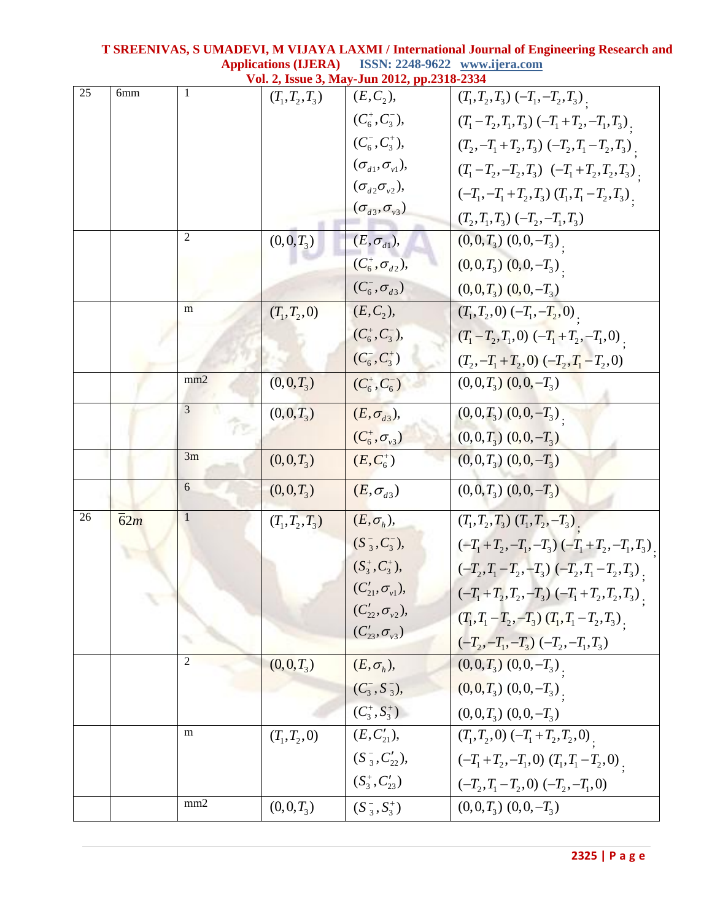| 25 | 6mm | 1 | $(T_1,T_2,T_3)$ | $(E,C_2)$, $(C_6^+,C_3^-)$, $(C_6^-,C_3^+)$, $(\sigma_{d1},\sigma_{v1})$, $(\sigma_{d2}\sigma_{v2})$, $(\sigma_{d3},\sigma_{v3})$ | $(T_1,T_2,T_3)$ $(-T_1,-T_2,T_3)$; $(T_1-T_2,T_1,T_3)$ $(-T_1+T_2,-T_1,T_3)$; $(T_2,-T_1+T_2,T_3)$ $(-T_2,T_1-T_2,T_3)$; $(T_1-T_2,-T_2,T_3)$ $(-T_1+T_2,T_2,T_3)$; $(-T_1,-T_1+T_2,T_3)$ $(T_1,T_1-T_2,T_3)$; $(T_2,T_1,T_3)$ $(-T_2,-T_1,T_3)$ |
|---|---|---|---|---|---|
| | | 2 | $(0,0,T_3)$ | $(E,\sigma_{d1})$, $(C_6^+,\sigma_{d2})$, $(C_6^-,\sigma_{d3})$ | $(0,0,T_3)$ $(0,0,-T_3)$; $(0,0,T_3)$ $(0,0,-T_3)$; $(0,0,T_3)$ $(0,0,-T_3)$ |
| | | m | $(T_1,T_2,0)$ | $(E,C_2)$, $(C_6^+,C_3^-)$, $(C_6^-,C_3^+)$ | $(T_1,T_2,0)$ $(-T_1,-T_2,0)$; $(T_1-T_2,T_1,0)$ $(-T_1+T_2,-T_1,0)$; $(T_2,-T_1+T_2,0)$ $(-T_2,T_1-T_2,0)$ |
| | | mm2 | $(0,0,T_3)$ | $(C_6^+,C_6^-)$ | $(0,0,T_3)$ $(0,0,-T_3)$ |
| | | 3 | $(0,0,T_3)$ | $(E,\sigma_{d3})$, $(C_6^+,\sigma_{v3})$ | $(0,0,T_3)$ $(0,0,-T_3)$; $(0,0,T_3)$ $(0,0,-T_3)$ |
| | | 3m | $(0,0,T_3)$ | $(E,C_6^+)$ | $(0,0,T_3)$ $(0,0,-T_3)$ |
| | | 6 | $(0,0,T_3)$ | $(E,\sigma_{d3})$ | $(0,0,T_3)$ $(0,0,-T_3)$ |
| 26 | $\bar{6}2m$ | 1 | $(T_1,T_2,T_3)$ | $(E,\sigma_h)$, $(S_3^-,C_3^-)$, $(S_3^+,C_3^+)$, $(C'_{21},\sigma_{v1})$, $(C'_{22},\sigma_{v2})$, $(C'_{23},\sigma_{v3})$ | $(T_1,T_2,T_3)$ $(T_1,T_2,-T_3)$; $(-T_1+T_2,-T_1,-T_3)$ $(-T_1+T_2,-T_1,T_3)$; $(-T_2,T_1-T_2,-T_3)$ $(-T_2,T_1-T_2,T_3)$; $(-T_1+T_2,T_2,-T_3)$ $(-T_1+T_2,T_2,T_3)$; $(T_1,T_1-T_2,-T_3)$ $(T_1,T_1-T_2,T_3)$; $(-T_2,-T_1,-T_3)$ $(-T_2,-T_1,T_3)$ |
| | | 2 | $(0,0,T_3)$ | $(E,\sigma_h)$, $(C_3^-,S_3^-)$, $(C_3^+,S_3^+)$ | $(0,0,T_3)$ $(0,0,-T_3)$; $(0,0,T_3)$ $(0,0,-T_3)$; $(0,0,T_3)$ $(0,0,-T_3)$ |
| | | m | $(T_1,T_2,0)$ | $(E,C'_{21})$, $(S_3^-,C'_{22})$, $(S_3^+,C'_{23})$ | $(T_1,T_2,0)$ $(-T_1+T_2,T_2,0)$; $(-T_1+T_2,-T_1,0)$ $(T_1,T_1-T_2,0)$; $(-T_2,T_1-T_2,0)$ $(-T_2,-T_1,0)$ |
| | | mm2 | $(0,0,T_3)$ | $(S_3^-,S_3^+)$ | $(0,0,T_3)$ $(0,0,-T_3)$ |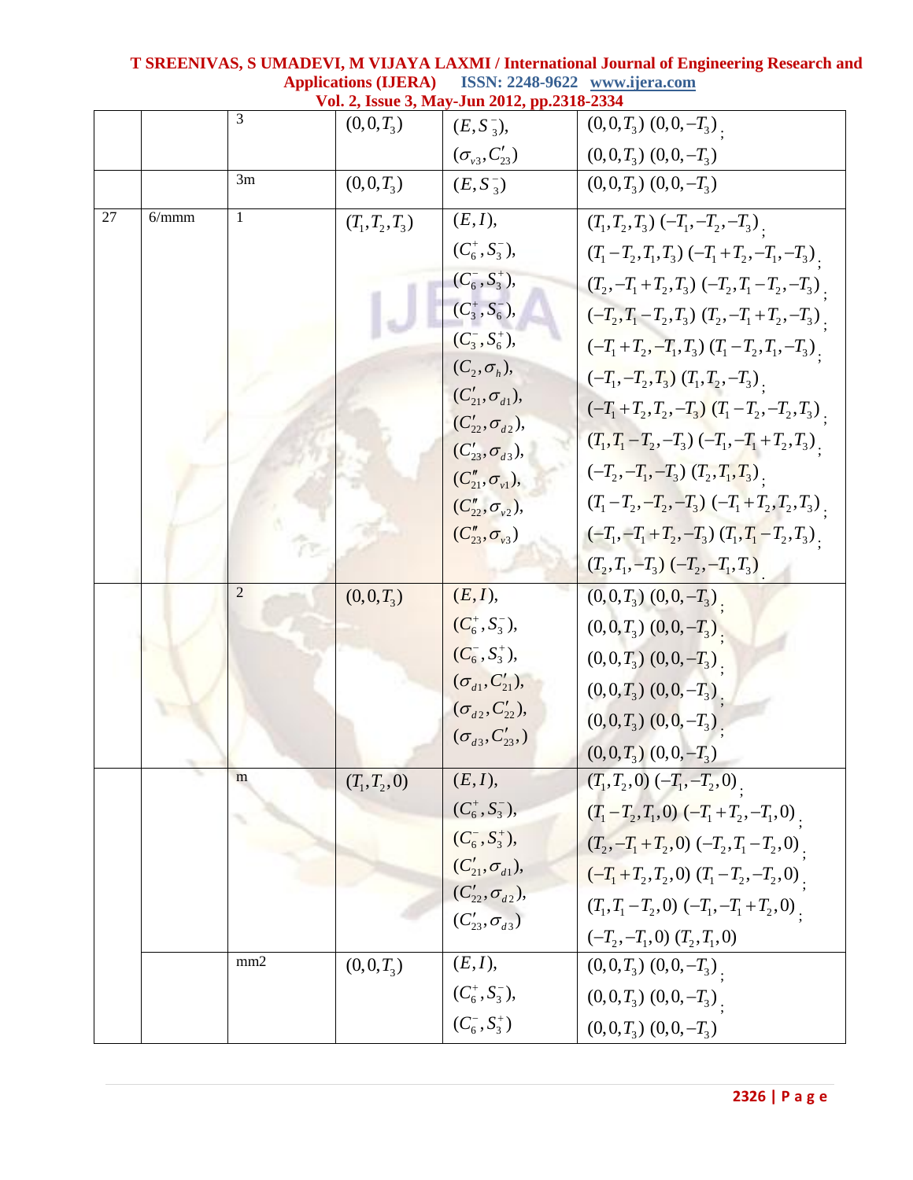|  |  | 3 | $(0,0,T_3)$ | $(E,S_3^-)$, $(\sigma_{v3},C'_{23})$ | $(0,0,T_3)$ $(0,0,-T_3)$; $(0,0,T_3)$ $(0,0,-T_3)$ |
|---|---|---|---|---|---|
|  |  | 3m | $(0,0,T_3)$ | $(E,S_3^-)$ | $(0,0,T_3)$ $(0,0,-T_3)$ |
| 27 | 6/mmm | 1 | $(T_1,T_2,T_3)$ | $(E,I)$, $(C_6^+,S_3^-)$, $(C_6^-,S_3^+)$, $(C_3^+,S_6^-)$, $(C_3^-,S_6^+)$, $(C_2,\sigma_h)$, $(C'_{21},\sigma_{d1})$, $(C'_{22},\sigma_{d2})$, $(C'_{23},\sigma_{d3})$, $(C''_{21},\sigma_{v1})$, $(C''_{22},\sigma_{v2})$, $(C''_{23},\sigma_{v3})$ | $(T_1,T_2,T_3)$ $(-T_1,-T_2,-T_3)$; $(T_1-T_2,T_1,T_3)$ $(-T_1+T_2,-T_1,-T_3)$; $(T_2,-T_1+T_2,T_3)$ $(-T_2,T_1-T_2,-T_3)$; $(-T_2,T_1-T_2,T_3)$ $(T_2,-T_1+T_2,-T_3)$; $(-T_1+T_2,-T_1,T_3)$ $(T_1-T_2,T_1,-T_3)$; $(-T_1,-T_2,T_3)$ $(T_1,T_2,-T_3)$; $(-T_1+T_2,T_2,-T_3)$ $(T_1-T_2,-T_2,T_3)$; $(T_1,T_1-T_2,-T_3)$ $(-T_1,-T_1+T_2,T_3)$; $(-T_2,-T_1,-T_3)$ $(T_2,T_1,T_3)$; $(T_1-T_2,-T_2,-T_3)$ $(-T_1+T_2,T_2,T_3)$; $(-T_1,-T_1+T_2,-T_3)$ $(T_1,T_1-T_2,T_3)$; $(T_2,T_1,-T_3)$ $(-T_2,-T_1,T_3)$. |
|  |  | 2 | $(0,0,T_3)$ | $(E,I)$, $(C_6^+,S_3^-)$, $(C_6^-,S_3^+)$, $(\sigma_{d1},C'_{21})$, $(\sigma_{d2},C'_{22})$, $(\sigma_{d3},C'_{23},)$ | $(0,0,T_3)$ $(0,0,-T_3)$; $(0,0,T_3)$ $(0,0,-T_3)$; $(0,0,T_3)$ $(0,0,-T_3)$; $(0,0,T_3)$ $(0,0,-T_3)$; $(0,0,T_3)$ $(0,0,-T_3)$; $(0,0,T_3)$ $(0,0,-T_3)$ |
|  |  | m | $(T_1,T_2,0)$ | $(E,I)$, $(C_6^+,S_3^-)$, $(C_6^-,S_3^+)$, $(C'_{21},\sigma_{d1})$, $(C'_{22},\sigma_{d2})$, $(C'_{23},\sigma_{d3})$ | $(T_1,T_2,0)$ $(-T_1,-T_2,0)$; $(T_1-T_2,T_1,0)$ $(-T_1+T_2,-T_1,0)$; $(T_2,-T_1+T_2,0)$ $(-T_2,T_1-T_2,0)$; $(-T_1+T_2,T_2,0)$ $(T_1-T_2,-T_2,0)$; $(T_1,T_1-T_2,0)$ $(-T_1,-T_1+T_2,0)$; $(-T_2,-T_1,0)$ $(T_2,T_1,0)$ |
|  |  | mm2 | $(0,0,T_3)$ | $(E,I)$, $(C_6^+,S_3^-)$, $(C_6^-,S_3^+)$ | $(0,0,T_3)$ $(0,0,-T_3)$; $(0,0,T_3)$ $(0,0,-T_3)$; $(0,0,T_3)$ $(0,0,-T_3)$ |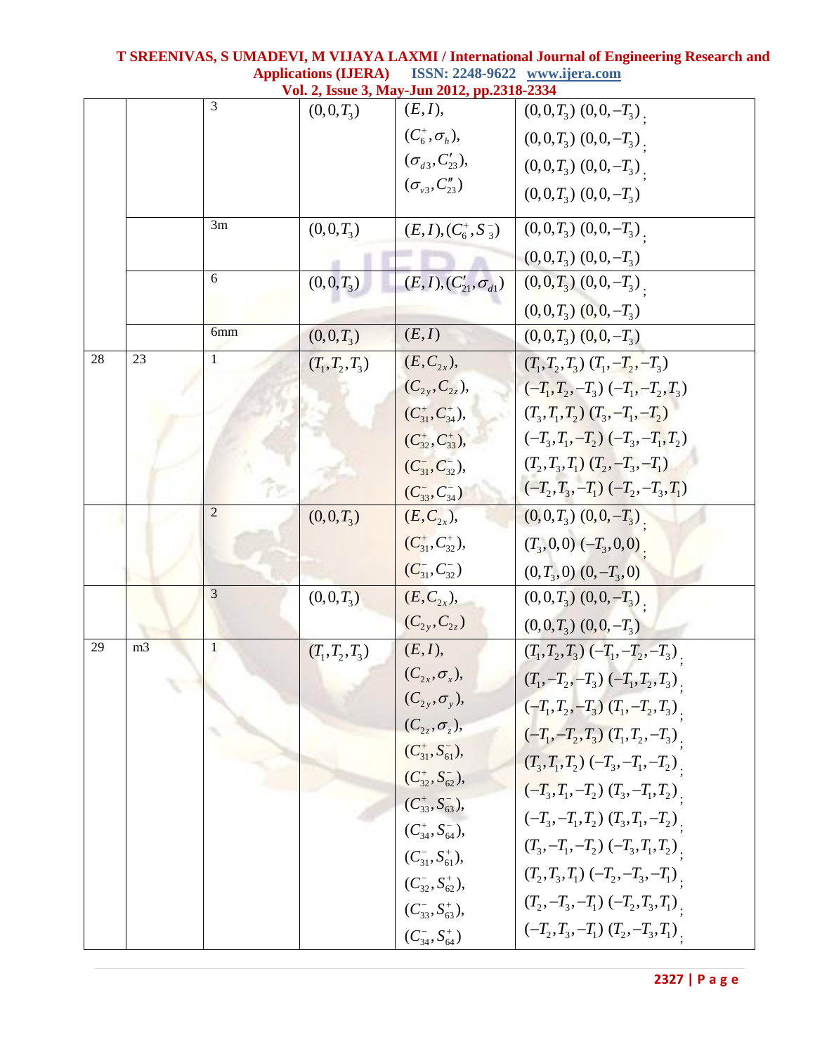| | | 3 | $(0,0,T_3)$ | $(E,I)$,<br>$(C_6^+,\sigma_h)$,<br>$(\sigma_{d3},C'_{23})$,<br>$(\sigma_{v3},C''_{23})$ | $(0,0,T_3)$ $(0,0,-T_3)$;<br>$(0,0,T_3)$ $(0,0,-T_3)$;<br>$(0,0,T_3)$ $(0,0,-T_3)$;<br>$(0,0,T_3)$ $(0,0,-T_3)$ |
|---|---|---|---|---|---|
| | | 3m | $(0,0,T_3)$ | $(E,I),(C_6^+,S_3^-)$ | $(0,0,T_3)$ $(0,0,-T_3)$;<br>$(0,0,T_3)$ $(0,0,-T_3)$ |
| | | 6 | $(0,0,T_3)$ | $(E,I),(C'_{21},\sigma_{d1})$ | $(0,0,T_3)$ $(0,0,-T_3)$;<br>$(0,0,T_3)$ $(0,0,-T_3)$ |
| | | 6mm | $(0,0,T_3)$ | $(E,I)$ | $(0,0,T_3)$ $(0,0,-T_3)$ |
| 28 | 23 | 1 | $(T_1,T_2,T_3)$ | $(E,C_{2x})$,<br>$(C_{2y},C_{2z})$,<br>$(C_{31}^+,C_{34}^+)$,<br>$(C_{32}^+,C_{33}^+)$,<br>$(C_{31}^-,C_{32}^-)$,<br>$(C_{33}^-,C_{34}^-)$ | $(T_1,T_2,T_3)$ $(T_1,-T_2,-T_3)$<br>$(-T_1,T_2,-T_3)$ $(-T_1,-T_2,T_3)$<br>$(T_3,T_1,T_2)$ $(T_3,-T_1,-T_2)$<br>$(-T_3,T_1,-T_2)$ $(-T_3,-T_1,T_2)$<br>$(T_2,T_3,T_1)$ $(T_2,-T_3,-T_1)$<br>$(-T_2,T_3,-T_1)$ $(-T_2,-T_3,T_1)$ |
| | | 2 | $(0,0,T_3)$ | $(E,C_{2x})$,<br>$(C_{31}^+,C_{32}^+)$,<br>$(C_{31}^-,C_{32}^-)$ | $(0,0,T_3)$ $(0,0,-T_3)$;<br>$(T_3,0,0)$ $(-T_3,0,0)$;<br>$(0,T_3,0)$ $(0,-T_3,0)$ |
| | | 3 | $(0,0,T_3)$ | $(E,C_{2x})$,<br>$(C_{2y},C_{2z})$ | $(0,0,T_3)$ $(0,0,-T_3)$;<br>$(0,0,T_3)$ $(0,0,-T_3)$ |
| 29 | m3 | 1 | $(T_1,T_2,T_3)$ | $(E,I)$,<br>$(C_{2x},\sigma_x)$,<br>$(C_{2y},\sigma_y)$,<br>$(C_{2z},\sigma_z)$,<br>$(C_{31}^+,S_{61}^-)$,<br>$(C_{32}^+,S_{62}^-)$,<br>$(C_{33}^+,S_{63}^-)$,<br>$(C_{34}^+,S_{64}^-)$,<br>$(C_{31}^-,S_{61}^+)$,<br>$(C_{32}^-,S_{62}^+)$,<br>$(C_{33}^-,S_{63}^+)$,<br>$(C_{34}^-,S_{64}^+)$ | $(T_1,T_2,T_3)$ $(-T_1,-T_2,-T_3)$;<br>$(T_1,-T_2,-T_3)$ $(-T_1,T_2,T_3)$;<br>$(-T_1,T_2,-T_3)$ $(T_1,-T_2,T_3)$;<br>$(-T_1,-T_2,T_3)$ $(T_1,T_2,-T_3)$;<br>$(T_3,T_1,T_2)$ $(-T_3,-T_1,-T_2)$;<br>$(-T_3,T_1,-T_2)$ $(T_3,-T_1,T_2)$;<br>$(-T_3,-T_1,T_2)$ $(T_3,T_1,-T_2)$;<br>$(T_3,-T_1,-T_2)$ $(-T_3,T_1,T_2)$;<br>$(T_2,T_3,T_1)$ $(-T_2,-T_3,-T_1)$;<br>$(T_2,-T_3,-T_1)$ $(-T_2,T_3,T_1)$;<br>$(-T_2,T_3,-T_1)$ $(T_2,-T_3,T_1)$; |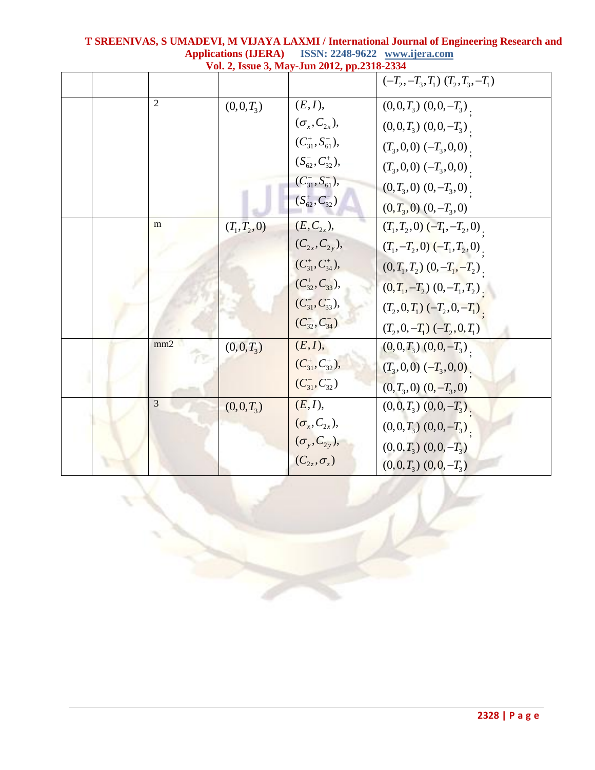|  |  |  |  |  |
|---|---|---|---|---|
|  |  |  |  | $(-T_2,-T_3,T_1)$ $(T_2,T_3,-T_1)$ |
|  | 2 | $(0,0,T_3)$ | $(E,I)$, $(\sigma_x,C_{2x})$, $(C_{31}^{+},S_{61}^{-})$, $(S_{62}^{-},C_{32}^{+})$, $(C_{31}^{-},S_{61}^{+})$, $(S_{62}^{+},C_{32}^{-})$ | $(0,0,T_3)$ $(0,0,-T_3)$; $(0,0,T_3)$ $(0,0,-T_3)$; $(T_3,0,0)$ $(-T_3,0,0)$; $(T_3,0,0)$ $(-T_3,0,0)$; $(0,T_3,0)$ $(0,-T_3,0)$; $(0,T_3,0)$ $(0,-T_3,0)$ |
|  | m | $(T_1,T_2,0)$ | $(E,C_{2z})$, $(C_{2x},C_{2y})$, $(C_{31}^{+},C_{34}^{+})$, $(C_{32}^{+},C_{33}^{+})$, $(C_{31}^{-},C_{33}^{-})$, $(C_{32}^{-},C_{34}^{-})$ | $(T_1,T_2,0)$ $(-T_1,-T_2,0)$; $(T_1,-T_2,0)$ $(-T_1,T_2,0)$; $(0,T_1,T_2)$ $(0,-T_1,-T_2)$; $(0,T_1,-T_2)$ $(0,-T_1,T_2)$; $(T_2,0,T_1)$ $(-T_2,0,-T_1)$; $(T_2,0,-T_1)$ $(-T_2,0,T_1)$ |
|  | mm2 | $(0,0,T_3)$ | $(E,I)$, $(C_{31}^{+},C_{32}^{+})$, $(C_{31}^{-},C_{32}^{-})$ | $(0,0,T_3)$ $(0,0,-T_3)$; $(T_3,0,0)$ $(-T_3,0,0)$; $(0,T_3,0)$ $(0,-T_3,0)$ |
|  | 3 | $(0,0,T_3)$ | $(E,I)$, $(\sigma_x,C_{2x})$, $(\sigma_y,C_{2y})$, $(C_{2z},\sigma_z)$ | $(0,0,T_3)$ $(0,0,-T_3)$; $(0,0,T_3)$ $(0,0,-T_3)$; $(0,0,T_3)$ $(0,0,-T_3)$ $(0,0,T_3)$ $(0,0,-T_3)$ |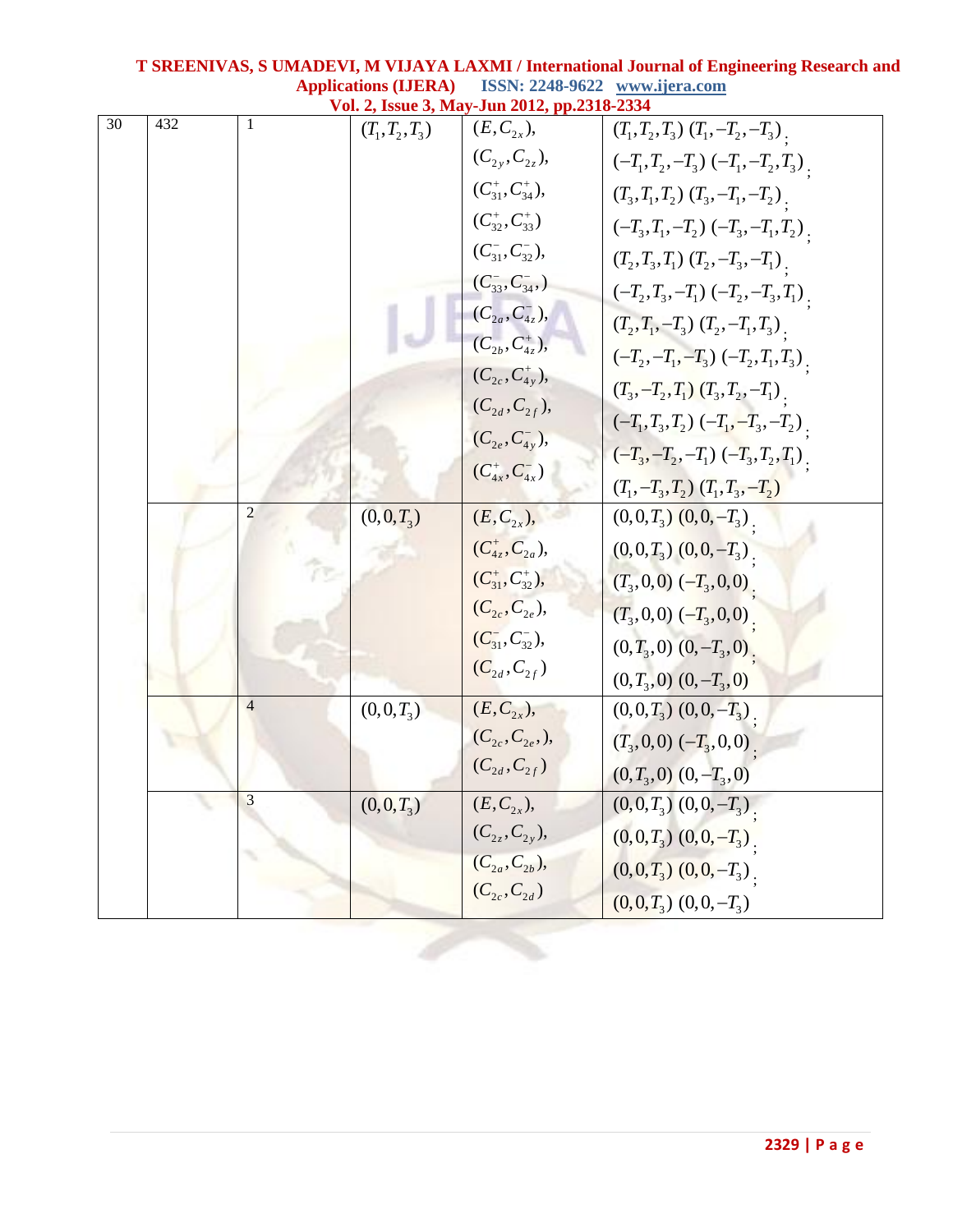| | | | | | |
|---|---|---|---|---|---|
| 30 | 432 | 1 | $(T_1,T_2,T_3)$ | $(E,C_{2x})$, $(C_{2y},C_{2z})$, $(C_{31}^+,C_{34}^+)$, $(C_{32}^+,C_{33}^+)$ $(C_{31}^-,C_{32}^-)$, $(C_{33}^-,C_{34}^-,)$ $(C_{2a},C_{4z}^-)$, $(C_{2b},C_{4z}^+)$, $(C_{2c},C_{4y}^+)$, $(C_{2d},C_{2f})$, $(C_{2e},C_{4y}^-)$, $(C_{4x}^+,C_{4x}^-)$ | $(T_1,T_2,T_3)$ $(T_1,-T_2,-T_3)$; $(-T_1,T_2,-T_3)$ $(-T_1,-T_2,T_3)$; $(T_3,T_1,T_2)$ $(T_3,-T_1,-T_2)$; $(-T_3,T_1,-T_2)$ $(-T_3,-T_1,T_2)$; $(T_2,T_3,T_1)$ $(T_2,-T_3,-T_1)$; $(-T_2,T_3,-T_1)$ $(-T_2,-T_3,T_1)$; $(T_2,T_1,-T_3)$ $(T_2,-T_1,T_3)$; $(-T_2,-T_1,-T_3)$ $(-T_2,T_1,T_3)$; $(T_3,-T_2,T_1)$ $(T_3,T_2,-T_1)$; $(-T_1,T_3,T_2)$ $(-T_1,-T_3,-T_2)$; $(-T_3,-T_2,-T_1)$ $(-T_3,T_2,T_1)$; $(T_1,-T_3,T_2)$ $(T_1,T_3,-T_2)$ |
| | | 2 | $(0,0,T_3)$ | $(E,C_{2x})$, $(C_{4z}^+,C_{2a})$, $(C_{31}^+,C_{32}^+)$, $(C_{2c},C_{2e})$, $(C_{31}^-,C_{32}^-)$, $(C_{2d},C_{2f})$ | $(0,0,T_3)$ $(0,0,-T_3)$; $(0,0,T_3)$ $(0,0,-T_3)$; $(T_3,0,0)$ $(-T_3,0,0)$; $(T_3,0,0)$ $(-T_3,0,0)$; $(0,T_3,0)$ $(0,-T_3,0)$; $(0,T_3,0)$ $(0,-T_3,0)$ |
| | | 4 | $(0,0,T_3)$ | $(E,C_{2x})$, $(C_{2c},C_{2e},)$, $(C_{2d},C_{2f})$ | $(0,0,T_3)$ $(0,0,-T_3)$; $(T_3,0,0)$ $(-T_3,0,0)$; $(0,T_3,0)$ $(0,-T_3,0)$ |
| | | 3 | $(0,0,T_3)$ | $(E,C_{2x})$, $(C_{2z},C_{2y})$, $(C_{2a},C_{2b})$, $(C_{2c},C_{2d})$ | $(0,0,T_3)$ $(0,0,-T_3)$; $(0,0,T_3)$ $(0,0,-T_3)$; $(0,0,T_3)$ $(0,0,-T_3)$; $(0,0,T_3)$ $(0,0,-T_3)$ |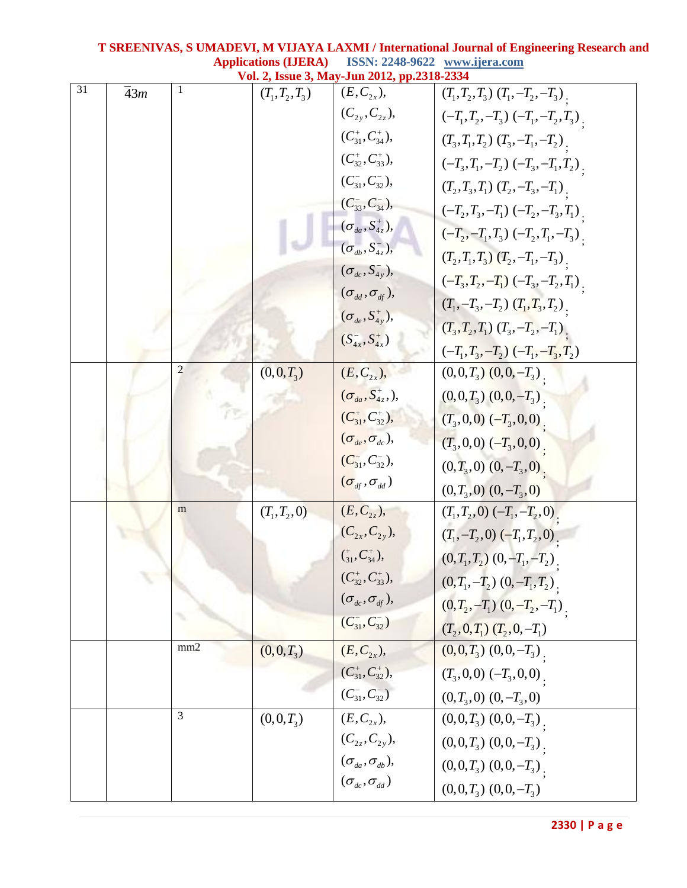| 31 | $\bar{4}3m$ | 1 | $(T_1,T_2,T_3)$ | $(E,C_{2x})$,<br>$(C_{2y},C_{2z})$,<br>$(C^+_{31},C^+_{34})$,<br>$(C^+_{32},C^+_{33})$,<br>$(C^-_{31},C^-_{32})$,<br>$(C^-_{33},C^-_{34})$,<br>$(\sigma_{da},S^+_{4z})$,<br>$(\sigma_{db},S^-_{4z})$,<br>$(\sigma_{dc},S^-_{4y})$,<br>$(\sigma_{dd},\sigma_{df})$,<br>$(\sigma_{de},S^+_{4y})$,<br>$(S^-_{4x},S^+_{4x})$ | $(T_1,T_2,T_3)\ (T_1,-T_2,-T_3)$;<br>$(-T_1,T_2,-T_3)\ (-T_1,-T_2,T_3)$;<br>$(T_3,T_1,T_2)\ (T_3,-T_1,-T_2)$;<br>$(-T_3,T_1,-T_2)\ (-T_3,-T_1,T_2)$;<br>$(T_2,T_3,T_1)\ (T_2,-T_3,-T_1)$;<br>$(-T_2,T_3,-T_1)\ (-T_2,-T_3,T_1)$;<br>$(-T_2,-T_1,T_3)\ (-T_2,T_1,-T_3)$;<br>$(T_2,T_1,T_3)\ (T_2,-T_1,-T_3)$;<br>$(-T_3,T_2,-T_1)\ (-T_3,-T_2,T_1)$;<br>$(T_1,-T_3,-T_2)\ (T_1,T_3,T_2)$;<br>$(T_3,T_2,T_1)\ (T_3,-T_2,-T_1)$;<br>$(-T_1,T_3,-T_2)\ (-T_1,-T_3,T_2)$ |
|---|---|---|---|---|---|
| | | 2 | $(0,0,T_3)$ | $(E,C_{2x})$,<br>$(\sigma_{da},S^+_{4z},)$,<br>$(C^+_{31},C^+_{32})$,<br>$(\sigma_{de},\sigma_{dc})$,<br>$(C^-_{31},C^-_{32})$,<br>$(\sigma_{df},\sigma_{dd})$ | $(0,0,T_3)\ (0,0,-T_3)$;<br>$(0,0,T_3)\ (0,0,-T_3)$;<br>$(T_3,0,0)\ (-T_3,0,0)$;<br>$(T_3,0,0)\ (-T_3,0,0)$;<br>$(0,T_3,0)\ (0,-T_3,0)$;<br>$(0,T_3,0)\ (0,-T_3,0)$ |
| | | m | $(T_1,T_2,0)$ | $(E,C_{2z})$,<br>$(C_{2x},C_{2y})$,<br>$({}^+_{31},C^+_{34})$,<br>$(C^+_{32},C^+_{33})$,<br>$(\sigma_{dc},\sigma_{df})$,<br>$(C^-_{31},C^-_{32})$ | $(T_1,T_2,0)\ (-T_1,-T_2,0)$;<br>$(T_1,-T_2,0)\ (-T_1,T_2,0)$;<br>$(0,T_1,T_2)\ (0,-T_1,-T_2)$;<br>$(0,T_1,-T_2)\ (0,-T_1,T_2)$;<br>$(0,T_2,-T_1)\ (0,-T_2,-T_1)$;<br>$(T_2,0,T_1)\ (T_2,0,-T_1)$ |
| | | mm2 | $(0,0,T_3)$ | $(E,C_{2x})$,<br>$(C^+_{31},C^+_{32})$,<br>$(C^-_{31},C^-_{32})$ | $(0,0,T_3)\ (0,0,-T_3)$;<br>$(T_3,0,0)\ (-T_3,0,0)$;<br>$(0,T_3,0)\ (0,-T_3,0)$ |
| | | 3 | $(0,0,T_3)$ | $(E,C_{2x})$,<br>$(C_{2z},C_{2y})$,<br>$(\sigma_{da},\sigma_{db})$,<br>$(\sigma_{dc},\sigma_{dd})$ | $(0,0,T_3)\ (0,0,-T_3)$;<br>$(0,0,T_3)\ (0,0,-T_3)$;<br>$(0,0,T_3)\ (0,0,-T_3)$;<br>$(0,0,T_3)\ (0,0,-T_3)$ |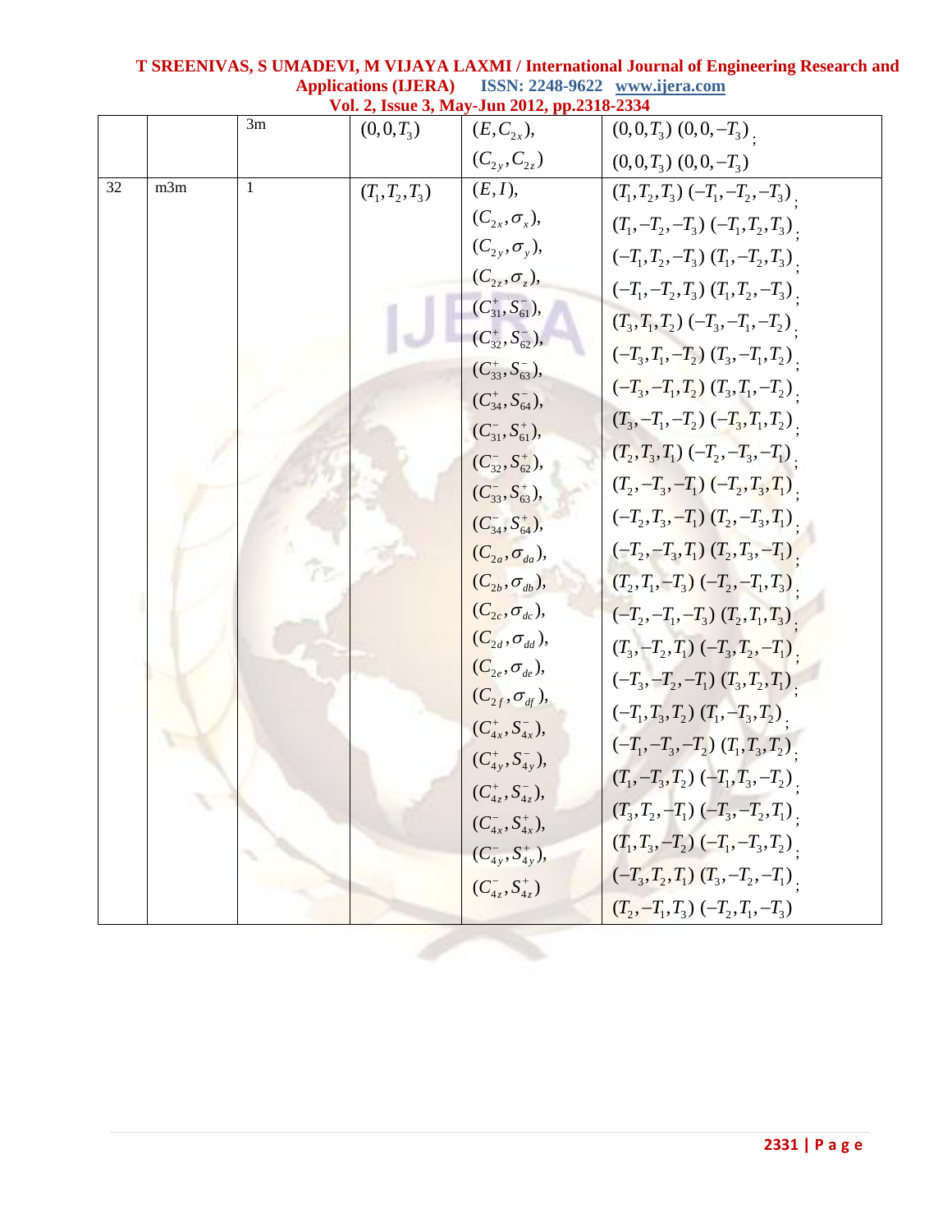| | | 3m | $(0,0,T_3)$ | $(E,C_{2x}),$ $(C_{2y},C_{2z})$ | $(0,0,T_3)$ $(0,0,-T_3)$; $(0,0,T_3)$ $(0,0,-T_3)$ |
|---|---|---|---|---|---|
| 32 | m3m | 1 | $(T_1,T_2,T_3)$ | $(E,I),$ $(C_{2x},\sigma_x),$ $(C_{2y},\sigma_y),$ $(C_{2z},\sigma_z),$ $(C_{31}^+,S_{61}^-),$ $(C_{32}^+,S_{62}^-),$ $(C_{33}^+,S_{63}^-),$ $(C_{34}^+,S_{64}^-),$ $(C_{31}^-,S_{61}^+),$ $(C_{32}^-,S_{62}^+),$ $(C_{33}^-,S_{63}^+),$ $(C_{34}^-,S_{64}^+),$ $(C_{2a},\sigma_{da}),$ $(C_{2b},\sigma_{db}),$ $(C_{2c},\sigma_{dc}),$ $(C_{2d},\sigma_{dd}),$ $(C_{2e},\sigma_{de}),$ $(C_{2f},\sigma_{df}),$ $(C_{4x}^+,S_{4x}^-),$ $(C_{4y}^+,S_{4y}^-),$ $(C_{4z}^+,S_{4z}^-),$ $(C_{4x}^-,S_{4x}^+),$ $(C_{4y}^-,S_{4y}^+),$ $(C_{4z}^-,S_{4z}^+)$ | $(T_1,T_2,T_3)$ $(-T_1,-T_2,-T_3)$; $(T_1,-T_2,-T_3)$ $(-T_1,T_2,T_3)$; $(-T_1,T_2,-T_3)$ $(T_1,-T_2,T_3)$; $(-T_1,-T_2,T_3)$ $(T_1,T_2,-T_3)$; $(T_3,T_1,T_2)$ $(-T_3,-T_1,-T_2)$; $(-T_3,T_1,-T_2)$ $(T_3,-T_1,T_2)$; $(-T_3,-T_1,T_2)$ $(T_3,T_1,-T_2)$; $(T_3,-T_1,-T_2)$ $(-T_3,T_1,T_2)$; $(T_2,T_3,T_1)$ $(-T_2,-T_3,-T_1)$; $(T_2,-T_3,-T_1)$ $(-T_2,T_3,T_1)$; $(-T_2,T_3,-T_1)$ $(T_2,-T_3,T_1)$; $(-T_2,-T_3,T_1)$ $(T_2,T_3,-T_1)$; $(T_2,T_1,-T_3)$ $(-T_2,-T_1,T_3)$; $(-T_2,-T_1,-T_3)$ $(T_2,T_1,T_3)$; $(T_3,-T_2,T_1)$ $(-T_3,T_2,-T_1)$; $(-T_3,-T_2,-T_1)$ $(T_3,T_2,T_1)$; $(-T_1,T_3,T_2)$ $(T_1,-T_3,T_2)$; $(-T_1,-T_3,-T_2)$ $(T_1,T_3,T_2)$; $(T_1,-T_3,T_2)$ $(-T_1,T_3,-T_2)$; $(T_3,T_2,-T_1)$ $(-T_3,-T_2,T_1)$; $(T_1,T_3,-T_2)$ $(-T_1,-T_3,T_2)$; $(-T_3,T_2,T_1)$ $(T_3,-T_2,-T_1)$; $(T_2,-T_1,T_3)$ $(-T_2,T_1,-T_3)$ |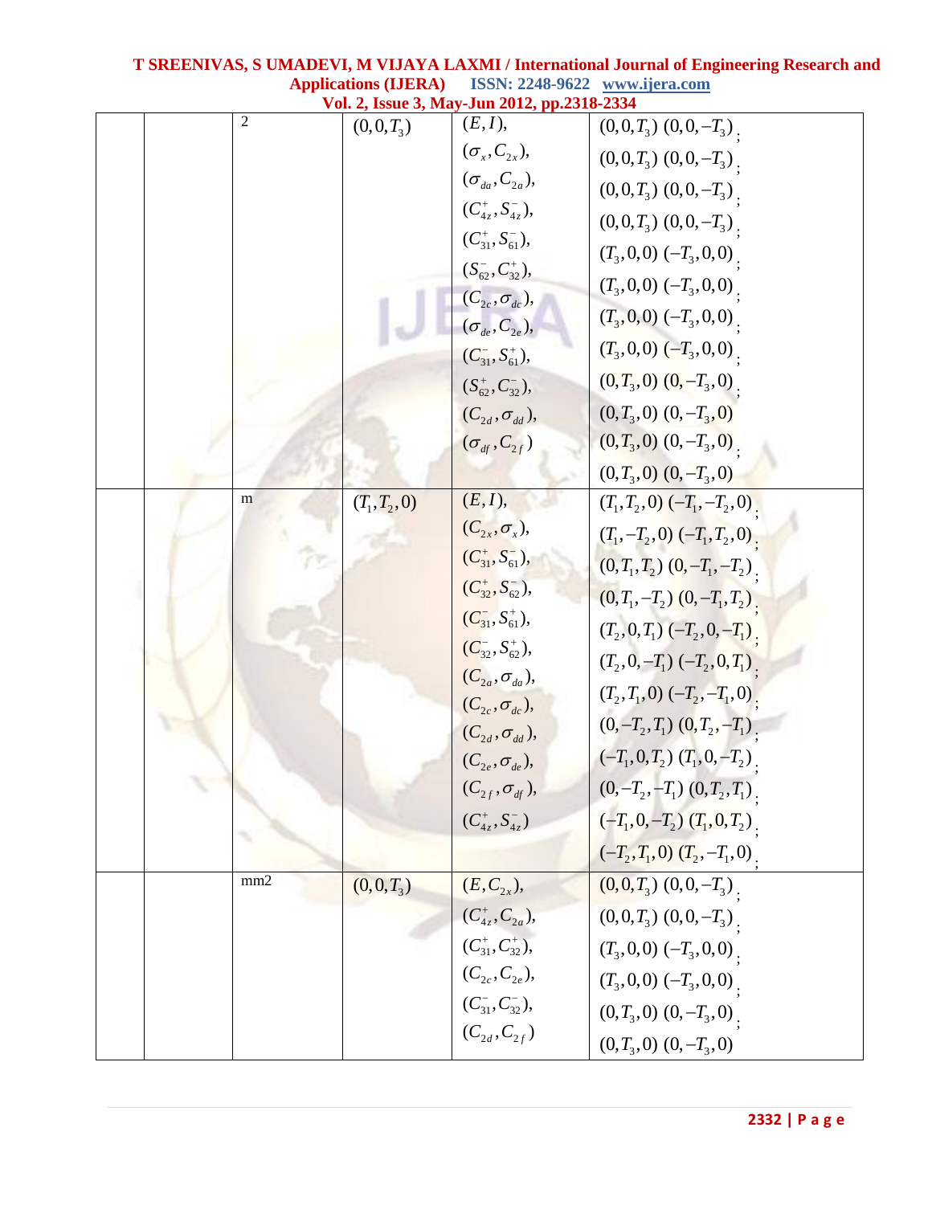| | | | | |
|---|---|---|---|---|
| | | 2 | $(0,0,T_3)$ | $(E,I)$, | $(0,0,T_3)$ $(0,0,-T_3)$; |
| | | | | $(\sigma_x, C_{2x})$, | $(0,0,T_3)$ $(0,0,-T_3)$; |
| | | | | $(\sigma_{da}, C_{2a})$, | $(0,0,T_3)$ $(0,0,-T_3)$; |
| | | | | $(C_{4z}^{+}, S_{4z}^{-})$, | $(0,0,T_3)$ $(0,0,-T_3)$; |
| | | | | $(C_{31}^{+}, S_{61}^{-})$, | $(T_3,0,0)$ $(-T_3,0,0)$; |
| | | | | $(S_{62}^{-}, C_{32}^{+})$, | $(T_3,0,0)$ $(-T_3,0,0)$; |
| | | | | $(C_{2c}, \sigma_{dc})$, | $(T_3,0,0)$ $(-T_3,0,0)$; |
| | | | | $(\sigma_{de}, C_{2e})$, | $(T_3,0,0)$ $(-T_3,0,0)$; |
| | | | | $(C_{31}^{-}, S_{61}^{+})$, | $(0,T_3,0)$ $(0,-T_3,0)$; |
| | | | | $(S_{62}^{+}, C_{32}^{-})$, | $(0,T_3,0)$ $(0,-T_3,0)$ |
| | | | | $(C_{2d}, \sigma_{dd})$, | $(0,T_3,0)$ $(0,-T_3,0)$; |
| | | | | $(\sigma_{df}, C_{2f})$ | $(0,T_3,0)$ $(0,-T_3,0)$ |
| | | m | $(T_1,T_2,0)$ | $(E,I)$, | $(T_1,T_2,0)$ $(-T_1,-T_2,0)$; |
| | | | | $(C_{2x}, \sigma_x)$, | $(T_1,-T_2,0)$ $(-T_1,T_2,0)$; |
| | | | | $(C_{31}^{+}, S_{61}^{-})$, | $(0,T_1,T_2)$ $(0,-T_1,-T_2)$; |
| | | | | $(C_{32}^{+}, S_{62}^{-})$, | $(0,T_1,-T_2)$ $(0,-T_1,T_2)$; |
| | | | | $(C_{31}^{-}, S_{61}^{+})$, | $(T_2,0,T_1)$ $(-T_2,0,-T_1)$; |
| | | | | $(C_{32}^{-}, S_{62}^{+})$, | $(T_2,0,-T_1)$ $(-T_2,0,T_1)$; |
| | | | | $(C_{2a}, \sigma_{da})$, | $(T_2,T_1,0)$ $(-T_2,-T_1,0)$; |
| | | | | $(C_{2c}, \sigma_{dc})$, | $(0,-T_2,T_1)$ $(0,T_2,-T_1)$; |
| | | | | $(C_{2d}, \sigma_{dd})$, | $(-T_1,0,T_2)$ $(T_1,0,-T_2)$; |
| | | | | $(C_{2e}, \sigma_{de})$, | $(0,-T_2,-T_1)$ $(0,T_2,T_1)$; |
| | | | | $(C_{2f}, \sigma_{df})$, | $(-T_1,0,-T_2)$ $(T_1,0,T_2)$; |
| | | | | $(C_{4z}^{+}, S_{4z}^{-})$ | $(-T_2,T_1,0)$ $(T_2,-T_1,0)$; |
| | | mm2 | $(0,0,T_3)$ | $(E, C_{2x})$, | $(0,0,T_3)$ $(0,0,-T_3)$; |
| | | | | $(C_{4z}^{+}, C_{2a})$, | $(0,0,T_3)$ $(0,0,-T_3)$; |
| | | | | $(C_{31}^{+}, C_{32}^{+})$, | $(T_3,0,0)$ $(-T_3,0,0)$; |
| | | | | $(C_{2c}, C_{2e})$, | $(T_3,0,0)$ $(-T_3,0,0)$; |
| | | | | $(C_{31}^{-}, C_{32}^{-})$, | $(0,T_3,0)$ $(0,-T_3,0)$; |
| | | | | $(C_{2d}, C_{2f})$ | $(0,T_3,0)$ $(0,-T_3,0)$ |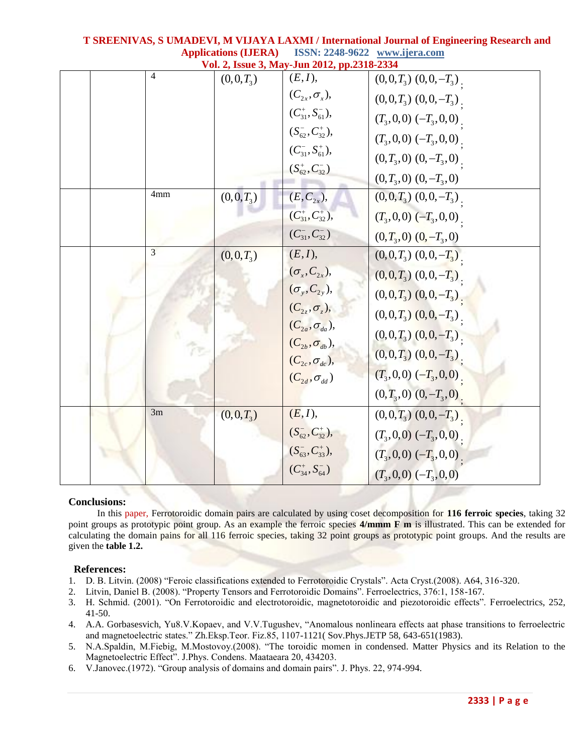|  |  | 4 | $(0,0,T_3)$ | $(E,I)$, | $(0,0,T_3)$ $(0,0,-T_3)$; |
|---|---|---|---|---|---|
|  |  |  |  | $(C_{2x},\sigma_x)$, | $(0,0,T_3)$ $(0,0,-T_3)$; |
|  |  |  |  | $(C_{31}^+,S_{61}^-)$, | $(T_3,0,0)$ $(-T_3,0,0)$; |
|  |  |  |  | $(S_{62}^-,C_{32}^+)$, | $(T_3,0,0)$ $(-T_3,0,0)$; |
|  |  |  |  | $(C_{31}^-,S_{61}^+)$, | $(0,T_3,0)$ $(0,-T_3,0)$; |
|  |  |  |  | $(S_{62}^+,C_{32}^-)$ | $(0,T_3,0)$ $(0,-T_3,0)$ |
|  |  | 4mm | $(0,0,T_3)$ | $(E,C_{2x})$, | $(0,0,T_3)$ $(0,0,-T_3)$; |
|  |  |  |  | $(C_{31}^+,C_{32}^+)$, | $(T_3,0,0)$ $(-T_3,0,0)$; |
|  |  |  |  | $(C_{31}^-,C_{32}^-)$ | $(0,T_3,0)$ $(0,-T_3,0)$ |
|  |  | 3 | $(0,0,T_3)$ | $(E,I)$, | $(0,0,T_3)$ $(0,0,-T_3)$; |
|  |  |  |  | $(\sigma_x,C_{2x})$, | $(0,0,T_3)$ $(0,0,-T_3)$; |
|  |  |  |  | $(\sigma_y,C_{2y})$, | $(0,0,T_3)$ $(0,0,-T_3)$; |
|  |  |  |  | $(C_{2z},\sigma_z)$, | $(0,0,T_3)$ $(0,0,-T_3)$; |
|  |  |  |  | $(C_{2a},\sigma_{da})$, | $(0,0,T_3)$ $(0,0,-T_3)$; |
|  |  |  |  | $(C_{2b},\sigma_{db})$, | $(0,0,T_3)$ $(0,0,-T_3)$; |
|  |  |  |  | $(C_{2c},\sigma_{dc})$, | $(T_3,0,0)$ $(-T_3,0,0)$; |
|  |  |  |  | $(C_{2d},\sigma_{dd})$ | $(0,T_3,0)$ $(0,-T_3,0)$; |
|  |  | 3m | $(0,0,T_3)$ | $(E,I)$, | $(0,0,T_3)$ $(0,0,-T_3)$; |
|  |  |  |  | $(S_{62}^-,C_{32}^+)$, | $(T_3,0,0)$ $(-T_3,0,0)$; |
|  |  |  |  | $(S_{63}^-,C_{33}^+)$, | $(T_3,0,0)$ $(-T_3,0,0)$; |
|  |  |  |  | $(C_{34}^+,S_{64}^-)$ | $(T_3,0,0)$ $(-T_3,0,0)$ |

## Conclusions:

In this paper, Ferrotoroidic domain pairs are calculated by using coset decomposition for **116 ferroic species**, taking 32 point groups as prototypic point group. As an example the ferroic species **4/mmm F m** is illustrated. This can be extended for calculating the domain pains for all 116 ferroic species, taking 32 point groups as prototypic point groups. And the results are given the **table 1.2.**

## References:

1. D. B. Litvin. (2008) "Feroic classifications extended to Ferrotoroidic Crystals". Acta Cryst.(2008). A64, 316-320.
2. Litvin, Daniel B. (2008). "Property Tensors and Ferrotoroidic Domains". Ferroelectrics, 376:1, 158-167.
3. H. Schmid. (2001). "On Ferrotoroidic and electrotoroidic, magnetotoroidic and piezotoroidic effects". Ferroelectrics, 252, 41-50.
4. A.A. Gorbasesvich, Yu8.V.Kopaev, and V.V.Tugushev, "Anomalous nonlineara effects aat phase transitions to ferroelectric and magnetoelectric states." Zh.Eksp.Teor. Fiz.85, 1107-1121( Sov.Phys.JETP 58, 643-651(1983).
5. N.A.Spaldin, M.Fiebig, M.Mostovoy.(2008). "The toroidic momen in condensed. Matter Physics and its Relation to the Magnetoelectric Effect". J.Phys. Condens. Maataeara 20, 434203.
6. V.Janovec.(1972). "Group analysis of domains and domain pairs". J. Phys. 22, 974-994.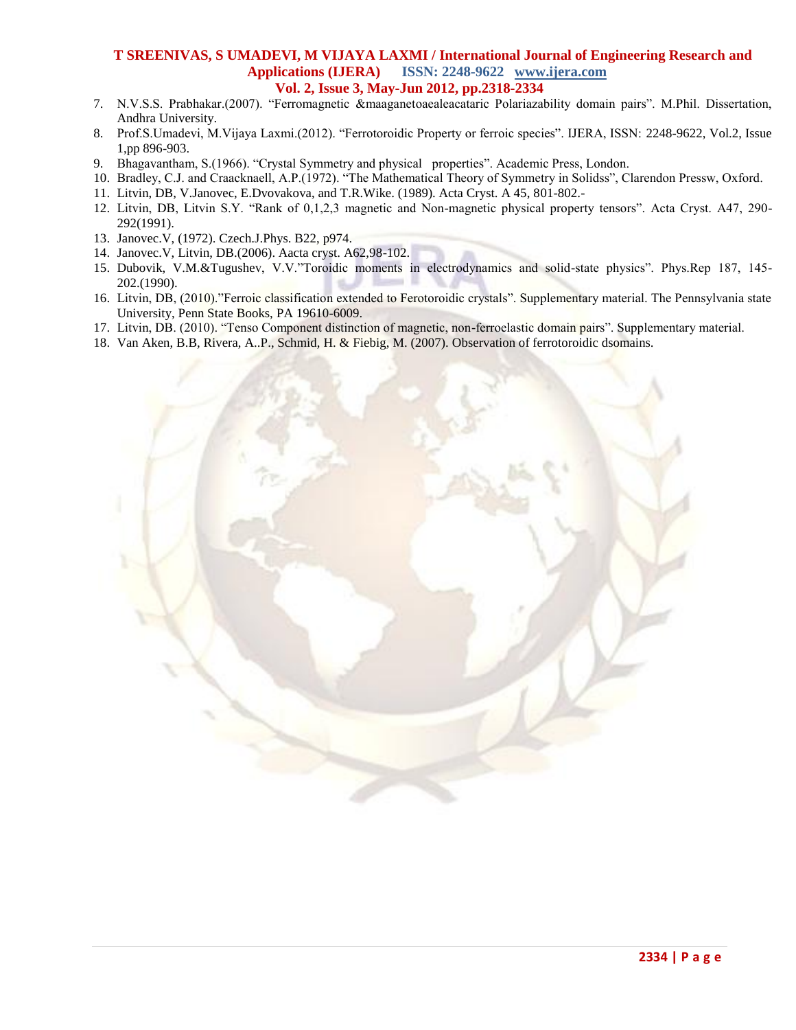7. N.V.S.S. Prabhakar.(2007). "Ferromagnetic &maaganetoaealeacataric Polariazability domain pairs". M.Phil. Dissertation, Andhra University.
8. Prof.S.Umadevi, M.Vijaya Laxmi.(2012). "Ferrotoroidic Property or ferroic species". IJERA, ISSN: 2248-9622, Vol.2, Issue 1,pp 896-903.
9. Bhagavantham, S.(1966). "Crystal Symmetry and physical properties". Academic Press, London.
10. Bradley, C.J. and Craacknaell, A.P.(1972). "The Mathematical Theory of Symmetry in Solidss", Clarendon Pressw, Oxford.
11. Litvin, DB, V.Janovec, E.Dvovakova, and T.R.Wike. (1989). Acta Cryst. A 45, 801-802.-
12. Litvin, DB, Litvin S.Y. "Rank of 0,1,2,3 magnetic and Non-magnetic physical property tensors". Acta Cryst. A47, 290-292(1991).
13. Janovec.V, (1972). Czech.J.Phys. B22, p974.
14. Janovec.V, Litvin, DB.(2006). Aacta cryst. A62,98-102.
15. Dubovik, V.M.&Tugushev, V.V."Toroidic moments in electrodynamics and solid-state physics". Phys.Rep 187, 145-202.(1990).
16. Litvin, DB, (2010)."Ferroic classification extended to Ferotoroidic crystals". Supplementary material. The Pennsylvania state University, Penn State Books, PA 19610-6009.
17. Litvin, DB. (2010). "Tenso Component distinction of magnetic, non-ferroelastic domain pairs". Supplementary material.
18. Van Aken, B.B, Rivera, A..P., Schmid, H. & Fiebig, M. (2007). Observation of ferrotoroidic dsomains.